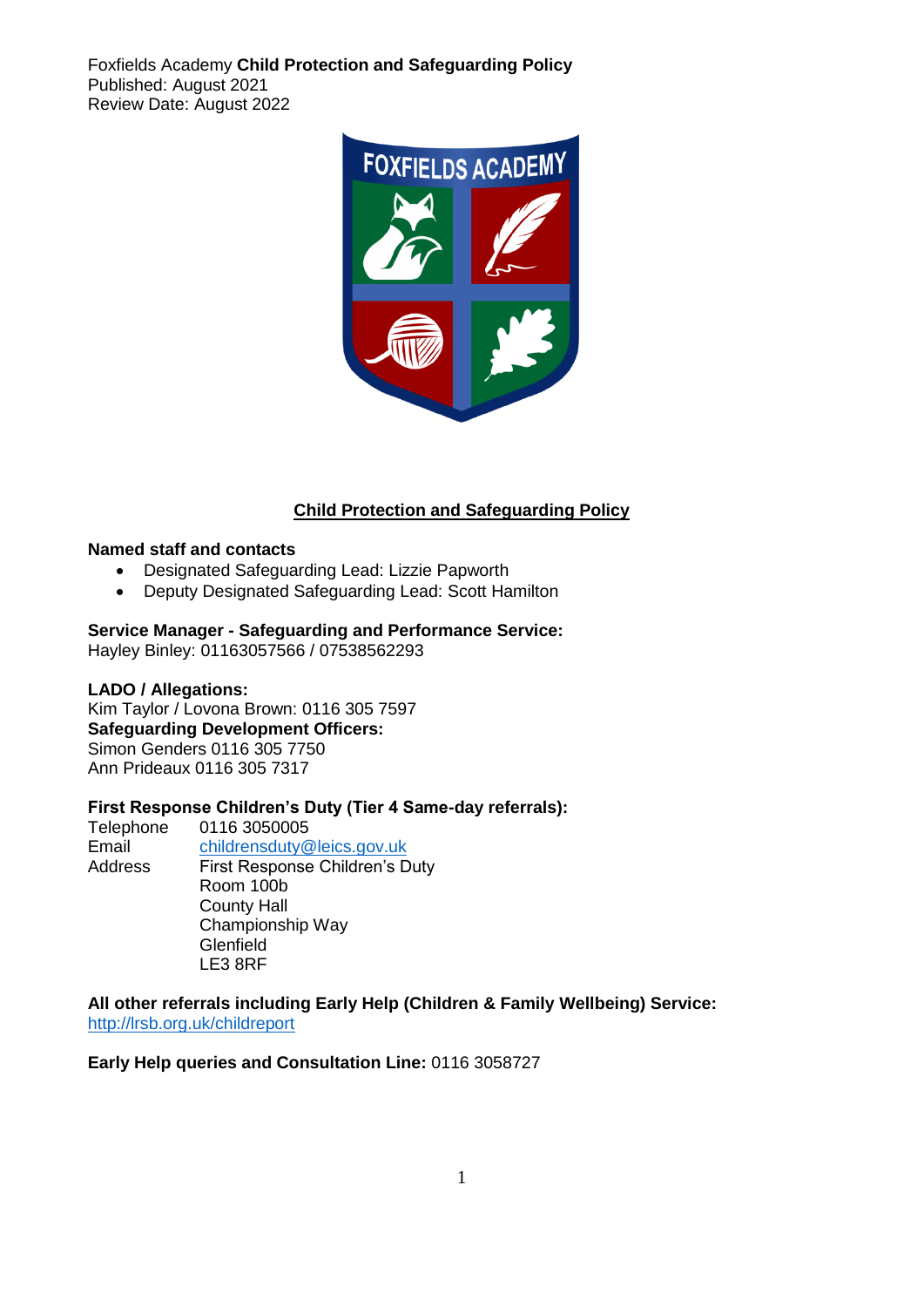Foxfields Academy **Child Protection and Safeguarding Policy**
Published: August 2021
Review Date: August 2022

# Child Protection and Safeguarding Policy

**Named staff and contacts**

- Designated Safeguarding Lead: Lizzie Papworth
- Deputy Designated Safeguarding Lead: Scott Hamilton

**Service Manager - Safeguarding and Performance Service:**
Hayley Binley: 01163057566 / 07538562293

**LADO / Allegations:**
Kim Taylor / Lovona Brown: 0116 305 7597

**Safeguarding Development Officers:**
Simon Genders 0116 305 7750
Ann Prideaux 0116 305 7317

**First Response Children's Duty (Tier 4 Same-day referrals):**

| | |
|---|---|
| Telephone | 0116 3050005 |
| Email | childrensduty@leics.gov.uk |
| Address | First Response Children's Duty<br>Room 100b<br>County Hall<br>Championship Way<br>Glenfield<br>LE3 8RF |

**All other referrals including Early Help (Children & Family Wellbeing) Service:**
http://lrsb.org.uk/childreport

**Early Help queries and Consultation Line:** 0116 3058727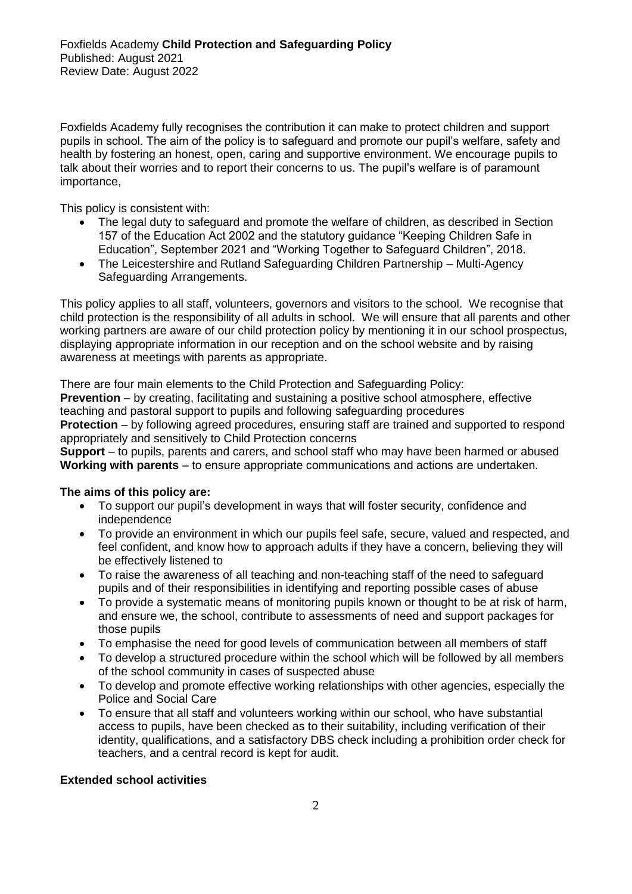Foxfields Academy **Child Protection and Safeguarding Policy**
Published: August 2021
Review Date: August 2022

Foxfields Academy fully recognises the contribution it can make to protect children and support pupils in school. The aim of the policy is to safeguard and promote our pupil's welfare, safety and health by fostering an honest, open, caring and supportive environment. We encourage pupils to talk about their worries and to report their concerns to us. The pupil's welfare is of paramount importance,

This policy is consistent with:

- The legal duty to safeguard and promote the welfare of children, as described in Section 157 of the Education Act 2002 and the statutory guidance "Keeping Children Safe in Education", September 2021 and "Working Together to Safeguard Children", 2018.
- The Leicestershire and Rutland Safeguarding Children Partnership – Multi-Agency Safeguarding Arrangements.

This policy applies to all staff, volunteers, governors and visitors to the school. We recognise that child protection is the responsibility of all adults in school. We will ensure that all parents and other working partners are aware of our child protection policy by mentioning it in our school prospectus, displaying appropriate information in our reception and on the school website and by raising awareness at meetings with parents as appropriate.

There are four main elements to the Child Protection and Safeguarding Policy:
**Prevention** – by creating, facilitating and sustaining a positive school atmosphere, effective teaching and pastoral support to pupils and following safeguarding procedures
**Protection** – by following agreed procedures, ensuring staff are trained and supported to respond appropriately and sensitively to Child Protection concerns
**Support** – to pupils, parents and carers, and school staff who may have been harmed or abused
**Working with parents** – to ensure appropriate communications and actions are undertaken.

**The aims of this policy are:**

- To support our pupil's development in ways that will foster security, confidence and independence
- To provide an environment in which our pupils feel safe, secure, valued and respected, and feel confident, and know how to approach adults if they have a concern, believing they will be effectively listened to
- To raise the awareness of all teaching and non-teaching staff of the need to safeguard pupils and of their responsibilities in identifying and reporting possible cases of abuse
- To provide a systematic means of monitoring pupils known or thought to be at risk of harm, and ensure we, the school, contribute to assessments of need and support packages for those pupils
- To emphasise the need for good levels of communication between all members of staff
- To develop a structured procedure within the school which will be followed by all members of the school community in cases of suspected abuse
- To develop and promote effective working relationships with other agencies, especially the Police and Social Care
- To ensure that all staff and volunteers working within our school, who have substantial access to pupils, have been checked as to their suitability, including verification of their identity, qualifications, and a satisfactory DBS check including a prohibition order check for teachers, and a central record is kept for audit.

**Extended school activities**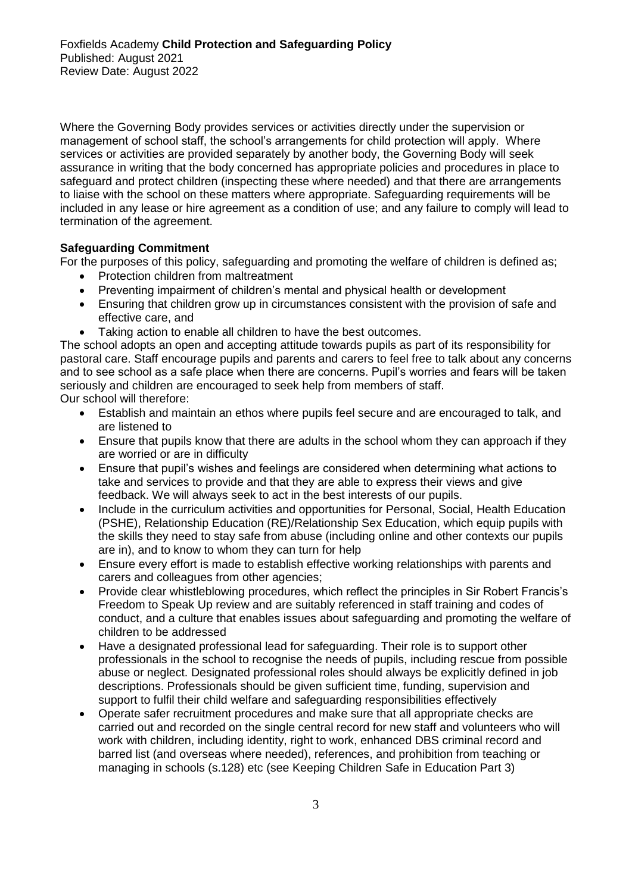Where the Governing Body provides services or activities directly under the supervision or management of school staff, the school's arrangements for child protection will apply. Where services or activities are provided separately by another body, the Governing Body will seek assurance in writing that the body concerned has appropriate policies and procedures in place to safeguard and protect children (inspecting these where needed) and that there are arrangements to liaise with the school on these matters where appropriate. Safeguarding requirements will be included in any lease or hire agreement as a condition of use; and any failure to comply will lead to termination of the agreement.

**Safeguarding Commitment**

For the purposes of this policy, safeguarding and promoting the welfare of children is defined as;

- Protection children from maltreatment
- Preventing impairment of children's mental and physical health or development
- Ensuring that children grow up in circumstances consistent with the provision of safe and effective care, and
- Taking action to enable all children to have the best outcomes.

The school adopts an open and accepting attitude towards pupils as part of its responsibility for pastoral care. Staff encourage pupils and parents and carers to feel free to talk about any concerns and to see school as a safe place when there are concerns. Pupil's worries and fears will be taken seriously and children are encouraged to seek help from members of staff.

Our school will therefore:

- Establish and maintain an ethos where pupils feel secure and are encouraged to talk, and are listened to
- Ensure that pupils know that there are adults in the school whom they can approach if they are worried or are in difficulty
- Ensure that pupil's wishes and feelings are considered when determining what actions to take and services to provide and that they are able to express their views and give feedback. We will always seek to act in the best interests of our pupils.
- Include in the curriculum activities and opportunities for Personal, Social, Health Education (PSHE), Relationship Education (RE)/Relationship Sex Education, which equip pupils with the skills they need to stay safe from abuse (including online and other contexts our pupils are in), and to know to whom they can turn for help
- Ensure every effort is made to establish effective working relationships with parents and carers and colleagues from other agencies;
- Provide clear whistleblowing procedures, which reflect the principles in Sir Robert Francis's Freedom to Speak Up review and are suitably referenced in staff training and codes of conduct, and a culture that enables issues about safeguarding and promoting the welfare of children to be addressed
- Have a designated professional lead for safeguarding. Their role is to support other professionals in the school to recognise the needs of pupils, including rescue from possible abuse or neglect. Designated professional roles should always be explicitly defined in job descriptions. Professionals should be given sufficient time, funding, supervision and support to fulfil their child welfare and safeguarding responsibilities effectively
- Operate safer recruitment procedures and make sure that all appropriate checks are carried out and recorded on the single central record for new staff and volunteers who will work with children, including identity, right to work, enhanced DBS criminal record and barred list (and overseas where needed), references, and prohibition from teaching or managing in schools (s.128) etc (see Keeping Children Safe in Education Part 3)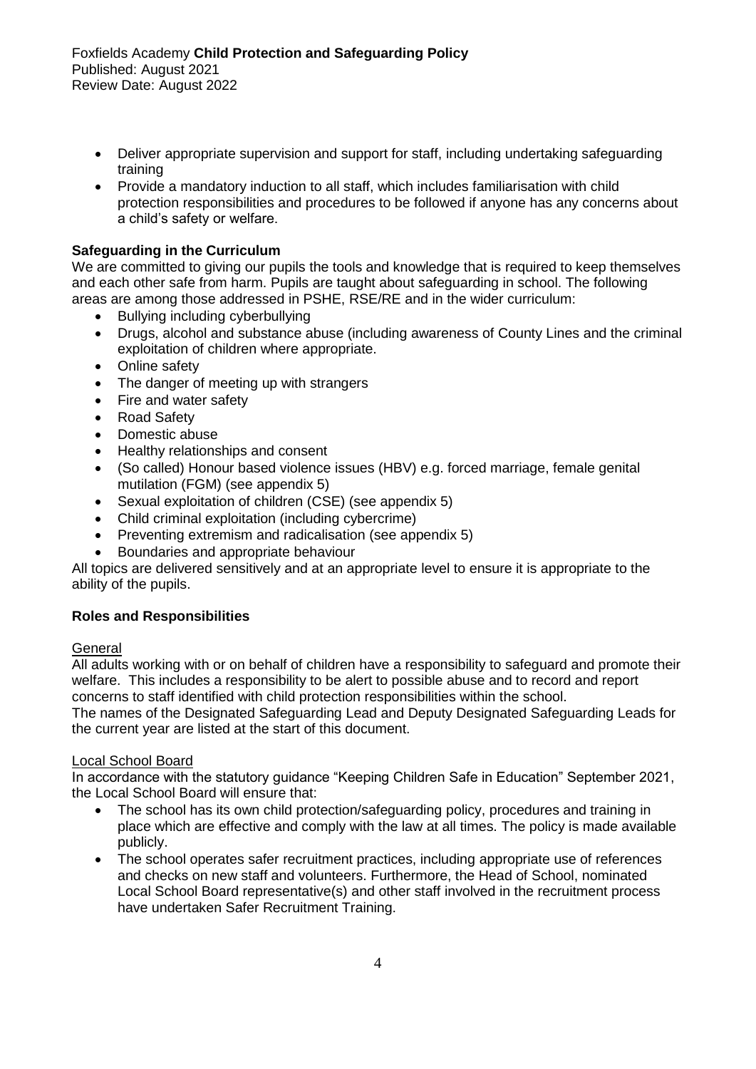- Deliver appropriate supervision and support for staff, including undertaking safeguarding training
- Provide a mandatory induction to all staff, which includes familiarisation with child protection responsibilities and procedures to be followed if anyone has any concerns about a child's safety or welfare.

**Safeguarding in the Curriculum**

We are committed to giving our pupils the tools and knowledge that is required to keep themselves and each other safe from harm. Pupils are taught about safeguarding in school. The following areas are among those addressed in PSHE, RSE/RE and in the wider curriculum:

- Bullying including cyberbullying
- Drugs, alcohol and substance abuse (including awareness of County Lines and the criminal exploitation of children where appropriate.
- Online safety
- The danger of meeting up with strangers
- Fire and water safety
- Road Safety
- Domestic abuse
- Healthy relationships and consent
- (So called) Honour based violence issues (HBV) e.g. forced marriage, female genital mutilation (FGM) (see appendix 5)
- Sexual exploitation of children (CSE) (see appendix 5)
- Child criminal exploitation (including cybercrime)
- Preventing extremism and radicalisation (see appendix 5)
- Boundaries and appropriate behaviour

All topics are delivered sensitively and at an appropriate level to ensure it is appropriate to the ability of the pupils.

**Roles and Responsibilities**

General

All adults working with or on behalf of children have a responsibility to safeguard and promote their welfare. This includes a responsibility to be alert to possible abuse and to record and report concerns to staff identified with child protection responsibilities within the school.

The names of the Designated Safeguarding Lead and Deputy Designated Safeguarding Leads for the current year are listed at the start of this document.

Local School Board

In accordance with the statutory guidance "Keeping Children Safe in Education" September 2021, the Local School Board will ensure that:

- The school has its own child protection/safeguarding policy, procedures and training in place which are effective and comply with the law at all times. The policy is made available publicly.
- The school operates safer recruitment practices, including appropriate use of references and checks on new staff and volunteers. Furthermore, the Head of School, nominated Local School Board representative(s) and other staff involved in the recruitment process have undertaken Safer Recruitment Training.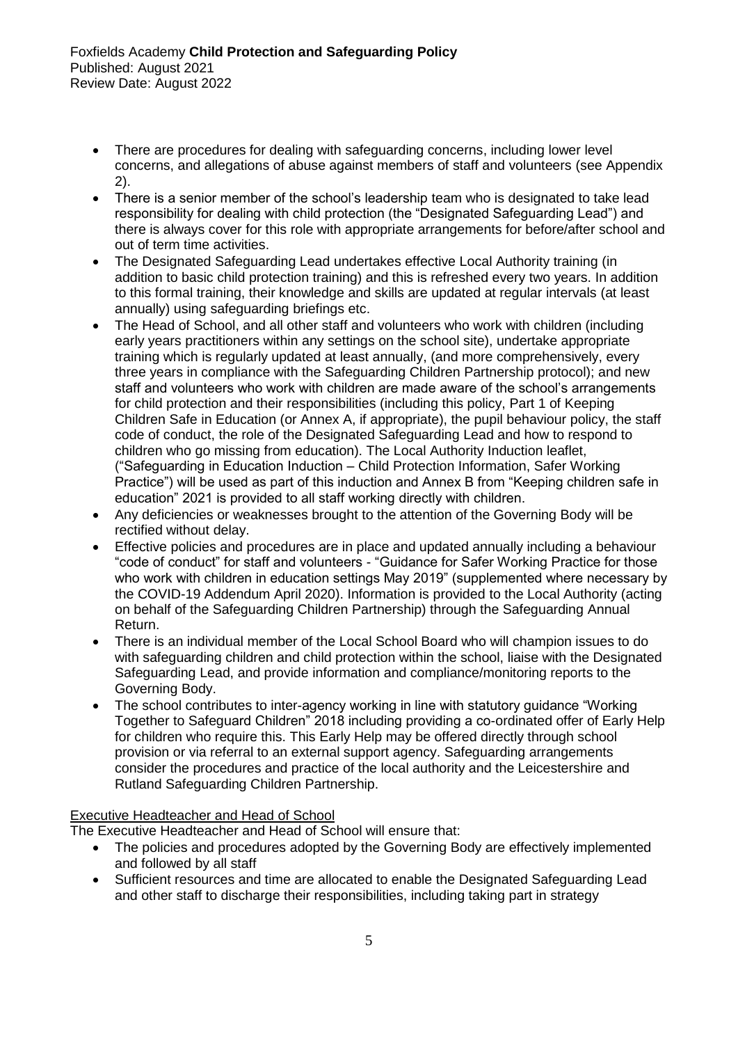- There are procedures for dealing with safeguarding concerns, including lower level concerns, and allegations of abuse against members of staff and volunteers (see Appendix 2).
- There is a senior member of the school's leadership team who is designated to take lead responsibility for dealing with child protection (the "Designated Safeguarding Lead") and there is always cover for this role with appropriate arrangements for before/after school and out of term time activities.
- The Designated Safeguarding Lead undertakes effective Local Authority training (in addition to basic child protection training) and this is refreshed every two years. In addition to this formal training, their knowledge and skills are updated at regular intervals (at least annually) using safeguarding briefings etc.
- The Head of School, and all other staff and volunteers who work with children (including early years practitioners within any settings on the school site), undertake appropriate training which is regularly updated at least annually, (and more comprehensively, every three years in compliance with the Safeguarding Children Partnership protocol); and new staff and volunteers who work with children are made aware of the school's arrangements for child protection and their responsibilities (including this policy, Part 1 of Keeping Children Safe in Education (or Annex A, if appropriate), the pupil behaviour policy, the staff code of conduct, the role of the Designated Safeguarding Lead and how to respond to children who go missing from education). The Local Authority Induction leaflet, ("Safeguarding in Education Induction – Child Protection Information, Safer Working Practice") will be used as part of this induction and Annex B from "Keeping children safe in education" 2021 is provided to all staff working directly with children.
- Any deficiencies or weaknesses brought to the attention of the Governing Body will be rectified without delay.
- Effective policies and procedures are in place and updated annually including a behaviour "code of conduct" for staff and volunteers - "Guidance for Safer Working Practice for those who work with children in education settings May 2019" (supplemented where necessary by the COVID-19 Addendum April 2020). Information is provided to the Local Authority (acting on behalf of the Safeguarding Children Partnership) through the Safeguarding Annual Return.
- There is an individual member of the Local School Board who will champion issues to do with safeguarding children and child protection within the school, liaise with the Designated Safeguarding Lead, and provide information and compliance/monitoring reports to the Governing Body.
- The school contributes to inter-agency working in line with statutory guidance "Working Together to Safeguard Children" 2018 including providing a co-ordinated offer of Early Help for children who require this. This Early Help may be offered directly through school provision or via referral to an external support agency. Safeguarding arrangements consider the procedures and practice of the local authority and the Leicestershire and Rutland Safeguarding Children Partnership.

<u>Executive Headteacher and Head of School</u>

The Executive Headteacher and Head of School will ensure that:

- The policies and procedures adopted by the Governing Body are effectively implemented and followed by all staff
- Sufficient resources and time are allocated to enable the Designated Safeguarding Lead and other staff to discharge their responsibilities, including taking part in strategy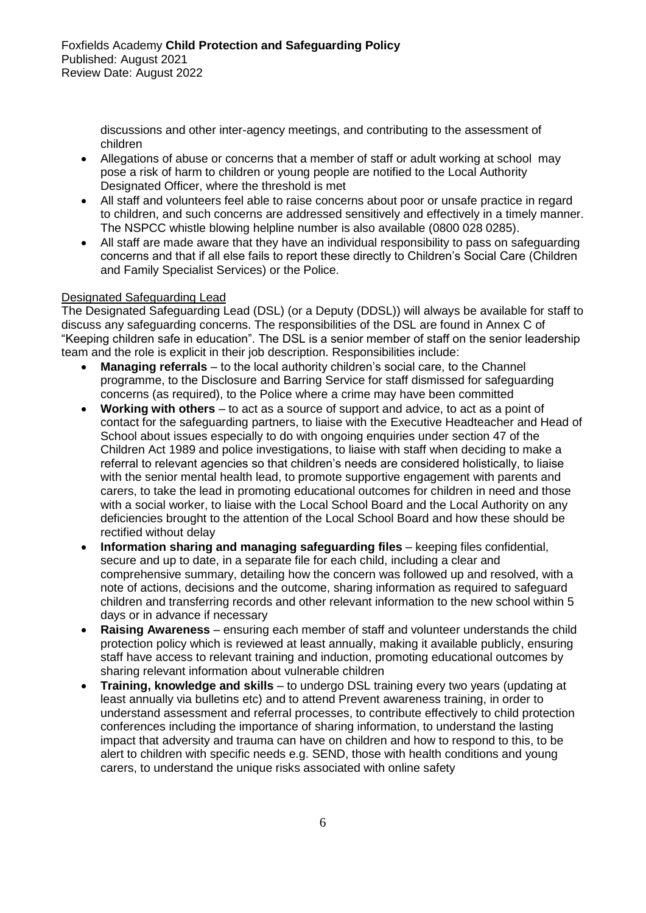discussions and other inter-agency meetings, and contributing to the assessment of children

- Allegations of abuse or concerns that a member of staff or adult working at school may pose a risk of harm to children or young people are notified to the Local Authority Designated Officer, where the threshold is met
- All staff and volunteers feel able to raise concerns about poor or unsafe practice in regard to children, and such concerns are addressed sensitively and effectively in a timely manner. The NSPCC whistle blowing helpline number is also available (0800 028 0285).
- All staff are made aware that they have an individual responsibility to pass on safeguarding concerns and that if all else fails to report these directly to Children's Social Care (Children and Family Specialist Services) or the Police.

Designated Safeguarding Lead

The Designated Safeguarding Lead (DSL) (or a Deputy (DDSL)) will always be available for staff to discuss any safeguarding concerns. The responsibilities of the DSL are found in Annex C of "Keeping children safe in education". The DSL is a senior member of staff on the senior leadership team and the role is explicit in their job description. Responsibilities include:

- **Managing referrals** – to the local authority children's social care, to the Channel programme, to the Disclosure and Barring Service for staff dismissed for safeguarding concerns (as required), to the Police where a crime may have been committed
- **Working with others** – to act as a source of support and advice, to act as a point of contact for the safeguarding partners, to liaise with the Executive Headteacher and Head of School about issues especially to do with ongoing enquiries under section 47 of the Children Act 1989 and police investigations, to liaise with staff when deciding to make a referral to relevant agencies so that children's needs are considered holistically, to liaise with the senior mental health lead, to promote supportive engagement with parents and carers, to take the lead in promoting educational outcomes for children in need and those with a social worker, to liaise with the Local School Board and the Local Authority on any deficiencies brought to the attention of the Local School Board and how these should be rectified without delay
- **Information sharing and managing safeguarding files** – keeping files confidential, secure and up to date, in a separate file for each child, including a clear and comprehensive summary, detailing how the concern was followed up and resolved, with a note of actions, decisions and the outcome, sharing information as required to safeguard children and transferring records and other relevant information to the new school within 5 days or in advance if necessary
- **Raising Awareness** – ensuring each member of staff and volunteer understands the child protection policy which is reviewed at least annually, making it available publicly, ensuring staff have access to relevant training and induction, promoting educational outcomes by sharing relevant information about vulnerable children
- **Training, knowledge and skills** – to undergo DSL training every two years (updating at least annually via bulletins etc) and to attend Prevent awareness training, in order to understand assessment and referral processes, to contribute effectively to child protection conferences including the importance of sharing information, to understand the lasting impact that adversity and trauma can have on children and how to respond to this, to be alert to children with specific needs e.g. SEND, those with health conditions and young carers, to understand the unique risks associated with online safety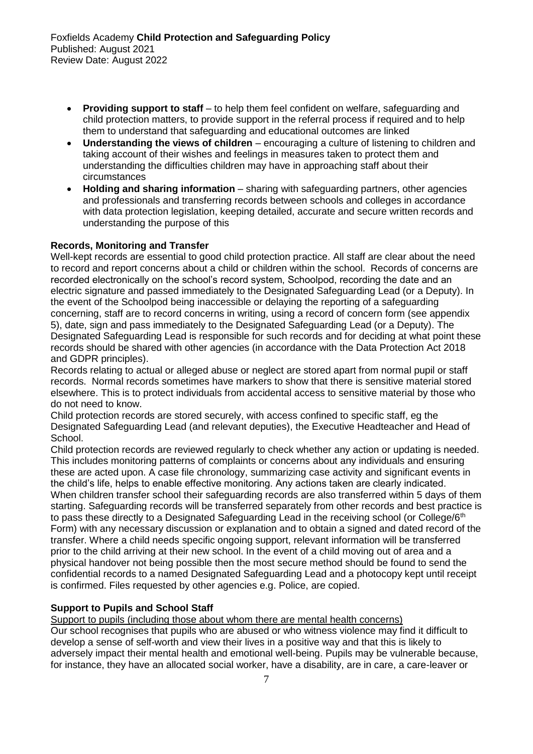- **Providing support to staff** – to help them feel confident on welfare, safeguarding and child protection matters, to provide support in the referral process if required and to help them to understand that safeguarding and educational outcomes are linked
- **Understanding the views of children** – encouraging a culture of listening to children and taking account of their wishes and feelings in measures taken to protect them and understanding the difficulties children may have in approaching staff about their circumstances
- **Holding and sharing information** – sharing with safeguarding partners, other agencies and professionals and transferring records between schools and colleges in accordance with data protection legislation, keeping detailed, accurate and secure written records and understanding the purpose of this

**Records, Monitoring and Transfer**

Well-kept records are essential to good child protection practice. All staff are clear about the need to record and report concerns about a child or children within the school. Records of concerns are recorded electronically on the school's record system, Schoolpod, recording the date and an electric signature and passed immediately to the Designated Safeguarding Lead (or a Deputy). In the event of the Schoolpod being inaccessible or delaying the reporting of a safeguarding concerning, staff are to record concerns in writing, using a record of concern form (see appendix 5), date, sign and pass immediately to the Designated Safeguarding Lead (or a Deputy). The Designated Safeguarding Lead is responsible for such records and for deciding at what point these records should be shared with other agencies (in accordance with the Data Protection Act 2018 and GDPR principles).

Records relating to actual or alleged abuse or neglect are stored apart from normal pupil or staff records. Normal records sometimes have markers to show that there is sensitive material stored elsewhere. This is to protect individuals from accidental access to sensitive material by those who do not need to know.

Child protection records are stored securely, with access confined to specific staff, eg the Designated Safeguarding Lead (and relevant deputies), the Executive Headteacher and Head of School.

Child protection records are reviewed regularly to check whether any action or updating is needed. This includes monitoring patterns of complaints or concerns about any individuals and ensuring these are acted upon. A case file chronology, summarizing case activity and significant events in the child's life, helps to enable effective monitoring. Any actions taken are clearly indicated.

When children transfer school their safeguarding records are also transferred within 5 days of them starting. Safeguarding records will be transferred separately from other records and best practice is to pass these directly to a Designated Safeguarding Lead in the receiving school (or College/6th Form) with any necessary discussion or explanation and to obtain a signed and dated record of the transfer. Where a child needs specific ongoing support, relevant information will be transferred prior to the child arriving at their new school. In the event of a child moving out of area and a physical handover not being possible then the most secure method should be found to send the confidential records to a named Designated Safeguarding Lead and a photocopy kept until receipt is confirmed. Files requested by other agencies e.g. Police, are copied.

**Support to Pupils and School Staff**

Support to pupils (including those about whom there are mental health concerns)

Our school recognises that pupils who are abused or who witness violence may find it difficult to develop a sense of self-worth and view their lives in a positive way and that this is likely to adversely impact their mental health and emotional well-being. Pupils may be vulnerable because, for instance, they have an allocated social worker, have a disability, are in care, a care-leaver or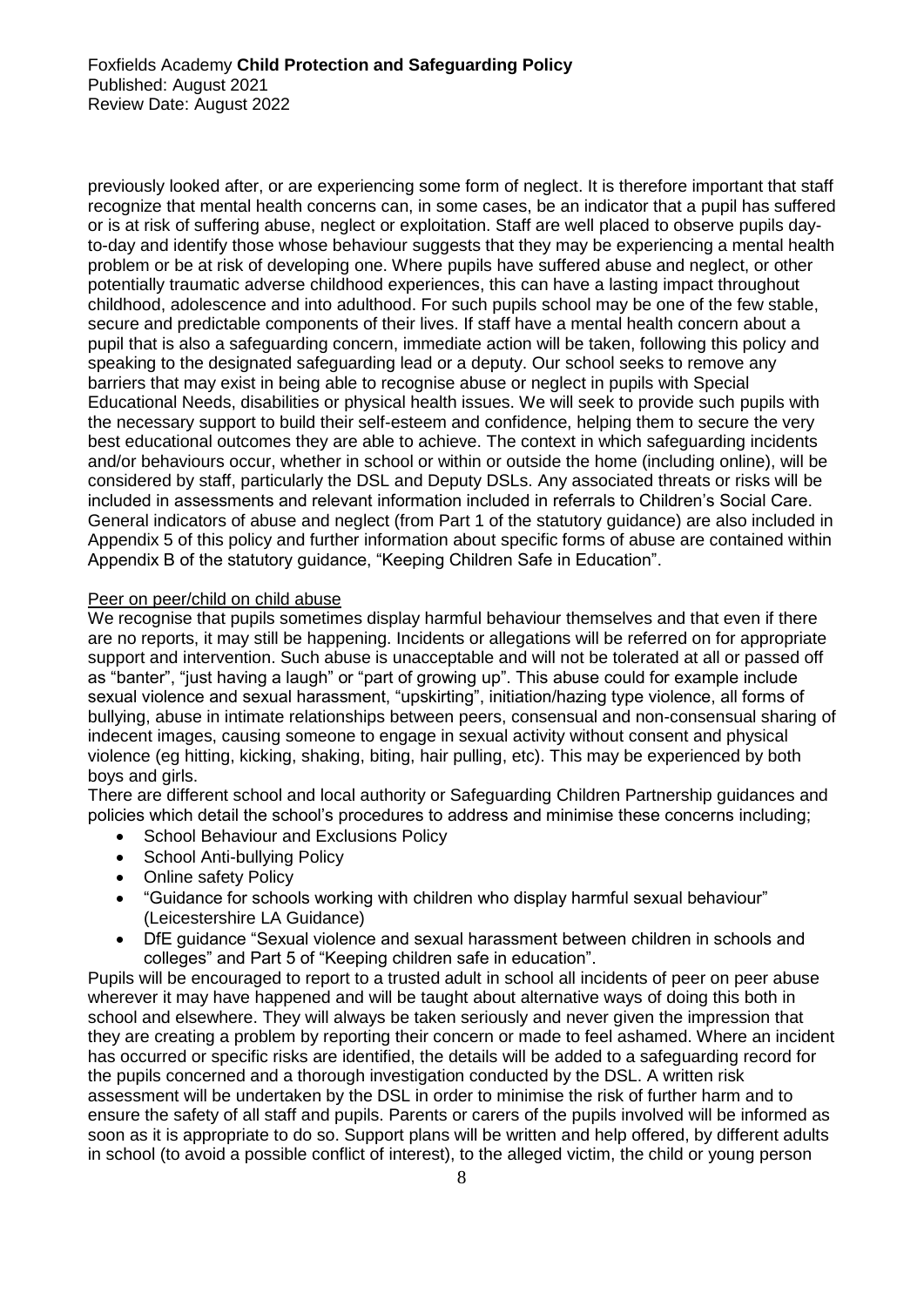previously looked after, or are experiencing some form of neglect. It is therefore important that staff recognize that mental health concerns can, in some cases, be an indicator that a pupil has suffered or is at risk of suffering abuse, neglect or exploitation. Staff are well placed to observe pupils day-to-day and identify those whose behaviour suggests that they may be experiencing a mental health problem or be at risk of developing one. Where pupils have suffered abuse and neglect, or other potentially traumatic adverse childhood experiences, this can have a lasting impact throughout childhood, adolescence and into adulthood. For such pupils school may be one of the few stable, secure and predictable components of their lives. If staff have a mental health concern about a pupil that is also a safeguarding concern, immediate action will be taken, following this policy and speaking to the designated safeguarding lead or a deputy. Our school seeks to remove any barriers that may exist in being able to recognise abuse or neglect in pupils with Special Educational Needs, disabilities or physical health issues. We will seek to provide such pupils with the necessary support to build their self-esteem and confidence, helping them to secure the very best educational outcomes they are able to achieve. The context in which safeguarding incidents and/or behaviours occur, whether in school or within or outside the home (including online), will be considered by staff, particularly the DSL and Deputy DSLs. Any associated threats or risks will be included in assessments and relevant information included in referrals to Children's Social Care. General indicators of abuse and neglect (from Part 1 of the statutory guidance) are also included in Appendix 5 of this policy and further information about specific forms of abuse are contained within Appendix B of the statutory guidance, "Keeping Children Safe in Education".

Peer on peer/child on child abuse

We recognise that pupils sometimes display harmful behaviour themselves and that even if there are no reports, it may still be happening. Incidents or allegations will be referred on for appropriate support and intervention. Such abuse is unacceptable and will not be tolerated at all or passed off as "banter", "just having a laugh" or "part of growing up". This abuse could for example include sexual violence and sexual harassment, "upskirting", initiation/hazing type violence, all forms of bullying, abuse in intimate relationships between peers, consensual and non-consensual sharing of indecent images, causing someone to engage in sexual activity without consent and physical violence (eg hitting, kicking, shaking, biting, hair pulling, etc). This may be experienced by both boys and girls.

There are different school and local authority or Safeguarding Children Partnership guidances and policies which detail the school's procedures to address and minimise these concerns including;

- School Behaviour and Exclusions Policy
- School Anti-bullying Policy
- Online safety Policy
- "Guidance for schools working with children who display harmful sexual behaviour" (Leicestershire LA Guidance)
- DfE guidance "Sexual violence and sexual harassment between children in schools and colleges" and Part 5 of "Keeping children safe in education".

Pupils will be encouraged to report to a trusted adult in school all incidents of peer on peer abuse wherever it may have happened and will be taught about alternative ways of doing this both in school and elsewhere. They will always be taken seriously and never given the impression that they are creating a problem by reporting their concern or made to feel ashamed. Where an incident has occurred or specific risks are identified, the details will be added to a safeguarding record for the pupils concerned and a thorough investigation conducted by the DSL. A written risk assessment will be undertaken by the DSL in order to minimise the risk of further harm and to ensure the safety of all staff and pupils. Parents or carers of the pupils involved will be informed as soon as it is appropriate to do so. Support plans will be written and help offered, by different adults in school (to avoid a possible conflict of interest), to the alleged victim, the child or young person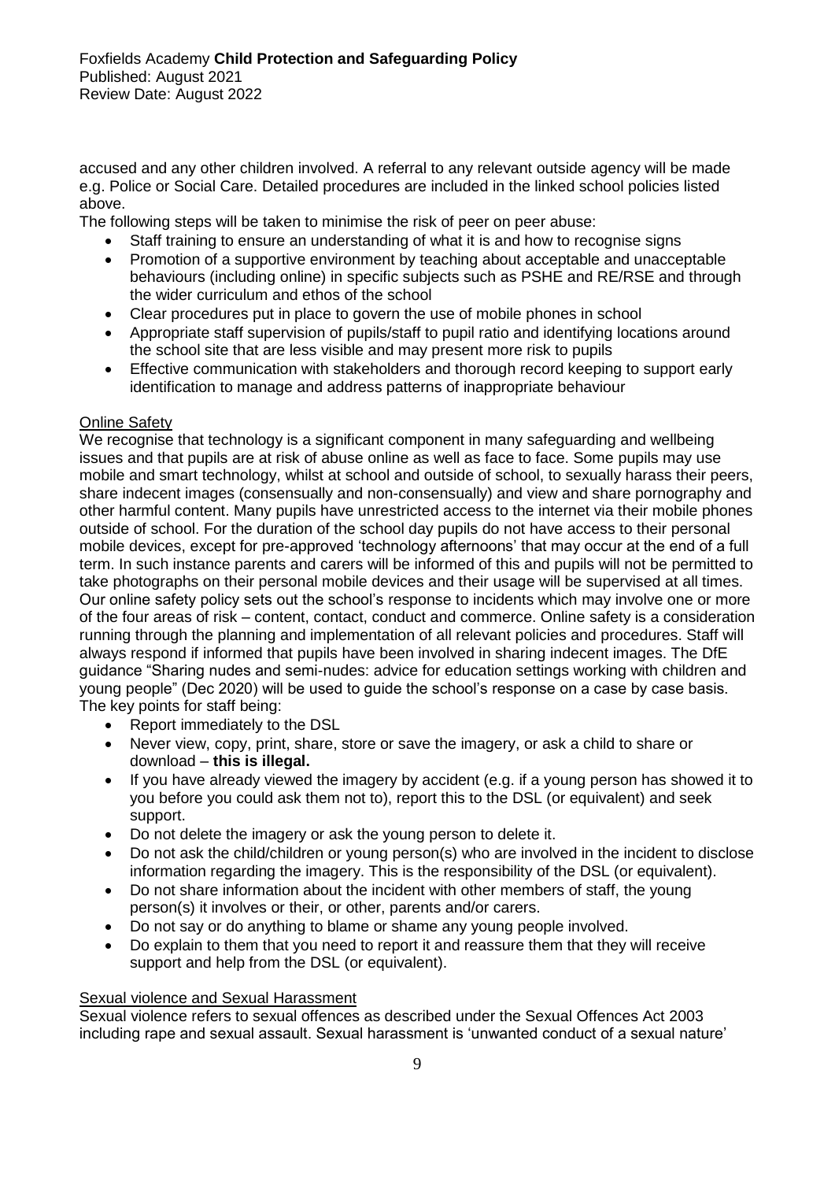accused and any other children involved. A referral to any relevant outside agency will be made e.g. Police or Social Care. Detailed procedures are included in the linked school policies listed above.

The following steps will be taken to minimise the risk of peer on peer abuse:

- Staff training to ensure an understanding of what it is and how to recognise signs
- Promotion of a supportive environment by teaching about acceptable and unacceptable behaviours (including online) in specific subjects such as PSHE and RE/RSE and through the wider curriculum and ethos of the school
- Clear procedures put in place to govern the use of mobile phones in school
- Appropriate staff supervision of pupils/staff to pupil ratio and identifying locations around the school site that are less visible and may present more risk to pupils
- Effective communication with stakeholders and thorough record keeping to support early identification to manage and address patterns of inappropriate behaviour

<u>Online Safety</u>

We recognise that technology is a significant component in many safeguarding and wellbeing issues and that pupils are at risk of abuse online as well as face to face. Some pupils may use mobile and smart technology, whilst at school and outside of school, to sexually harass their peers, share indecent images (consensually and non-consensually) and view and share pornography and other harmful content. Many pupils have unrestricted access to the internet via their mobile phones outside of school. For the duration of the school day pupils do not have access to their personal mobile devices, except for pre-approved 'technology afternoons' that may occur at the end of a full term. In such instance parents and carers will be informed of this and pupils will not be permitted to take photographs on their personal mobile devices and their usage will be supervised at all times. Our online safety policy sets out the school's response to incidents which may involve one or more of the four areas of risk – content, contact, conduct and commerce. Online safety is a consideration running through the planning and implementation of all relevant policies and procedures. Staff will always respond if informed that pupils have been involved in sharing indecent images. The DfE guidance "Sharing nudes and semi-nudes: advice for education settings working with children and young people" (Dec 2020) will be used to guide the school's response on a case by case basis. The key points for staff being:

- Report immediately to the DSL
- Never view, copy, print, share, store or save the imagery, or ask a child to share or download – **this is illegal.**
- If you have already viewed the imagery by accident (e.g. if a young person has showed it to you before you could ask them not to), report this to the DSL (or equivalent) and seek support.
- Do not delete the imagery or ask the young person to delete it.
- Do not ask the child/children or young person(s) who are involved in the incident to disclose information regarding the imagery. This is the responsibility of the DSL (or equivalent).
- Do not share information about the incident with other members of staff, the young person(s) it involves or their, or other, parents and/or carers.
- Do not say or do anything to blame or shame any young people involved.
- Do explain to them that you need to report it and reassure them that they will receive support and help from the DSL (or equivalent).

<u>Sexual violence and Sexual Harassment</u>

Sexual violence refers to sexual offences as described under the Sexual Offences Act 2003 including rape and sexual assault. Sexual harassment is 'unwanted conduct of a sexual nature'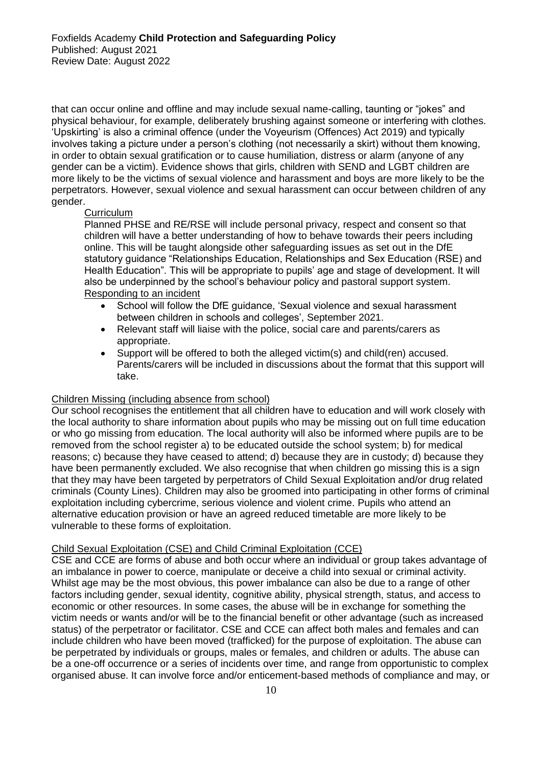that can occur online and offline and may include sexual name-calling, taunting or "jokes" and physical behaviour, for example, deliberately brushing against someone or interfering with clothes. 'Upskirting' is also a criminal offence (under the Voyeurism (Offences) Act 2019) and typically involves taking a picture under a person's clothing (not necessarily a skirt) without them knowing, in order to obtain sexual gratification or to cause humiliation, distress or alarm (anyone of any gender can be a victim). Evidence shows that girls, children with SEND and LGBT children are more likely to be the victims of sexual violence and harassment and boys are more likely to be the perpetrators. However, sexual violence and sexual harassment can occur between children of any gender.

Curriculum

Planned PHSE and RE/RSE will include personal privacy, respect and consent so that children will have a better understanding of how to behave towards their peers including online. This will be taught alongside other safeguarding issues as set out in the DfE statutory guidance "Relationships Education, Relationships and Sex Education (RSE) and Health Education". This will be appropriate to pupils' age and stage of development. It will also be underpinned by the school's behaviour policy and pastoral support system.

Responding to an incident

- School will follow the DfE guidance, 'Sexual violence and sexual harassment between children in schools and colleges', September 2021.
- Relevant staff will liaise with the police, social care and parents/carers as appropriate.
- Support will be offered to both the alleged victim(s) and child(ren) accused. Parents/carers will be included in discussions about the format that this support will take.

Children Missing (including absence from school)

Our school recognises the entitlement that all children have to education and will work closely with the local authority to share information about pupils who may be missing out on full time education or who go missing from education. The local authority will also be informed where pupils are to be removed from the school register a) to be educated outside the school system; b) for medical reasons; c) because they have ceased to attend; d) because they are in custody; d) because they have been permanently excluded. We also recognise that when children go missing this is a sign that they may have been targeted by perpetrators of Child Sexual Exploitation and/or drug related criminals (County Lines). Children may also be groomed into participating in other forms of criminal exploitation including cybercrime, serious violence and violent crime. Pupils who attend an alternative education provision or have an agreed reduced timetable are more likely to be vulnerable to these forms of exploitation.

Child Sexual Exploitation (CSE) and Child Criminal Exploitation (CCE)

CSE and CCE are forms of abuse and both occur where an individual or group takes advantage of an imbalance in power to coerce, manipulate or deceive a child into sexual or criminal activity. Whilst age may be the most obvious, this power imbalance can also be due to a range of other factors including gender, sexual identity, cognitive ability, physical strength, status, and access to economic or other resources. In some cases, the abuse will be in exchange for something the victim needs or wants and/or will be to the financial benefit or other advantage (such as increased status) of the perpetrator or facilitator. CSE and CCE can affect both males and females and can include children who have been moved (trafficked) for the purpose of exploitation. The abuse can be perpetrated by individuals or groups, males or females, and children or adults. The abuse can be a one-off occurrence or a series of incidents over time, and range from opportunistic to complex organised abuse. It can involve force and/or enticement-based methods of compliance and may, or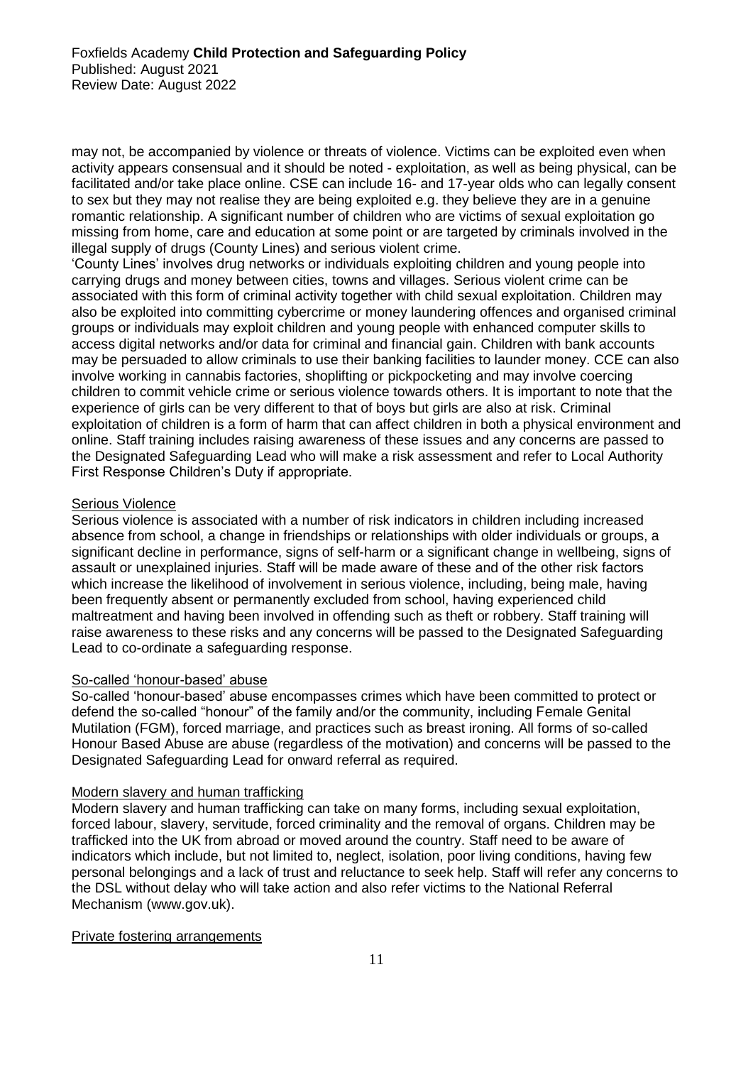may not, be accompanied by violence or threats of violence. Victims can be exploited even when activity appears consensual and it should be noted - exploitation, as well as being physical, can be facilitated and/or take place online. CSE can include 16- and 17-year olds who can legally consent to sex but they may not realise they are being exploited e.g. they believe they are in a genuine romantic relationship. A significant number of children who are victims of sexual exploitation go missing from home, care and education at some point or are targeted by criminals involved in the illegal supply of drugs (County Lines) and serious violent crime.

'County Lines' involves drug networks or individuals exploiting children and young people into carrying drugs and money between cities, towns and villages. Serious violent crime can be associated with this form of criminal activity together with child sexual exploitation. Children may also be exploited into committing cybercrime or money laundering offences and organised criminal groups or individuals may exploit children and young people with enhanced computer skills to access digital networks and/or data for criminal and financial gain. Children with bank accounts may be persuaded to allow criminals to use their banking facilities to launder money. CCE can also involve working in cannabis factories, shoplifting or pickpocketing and may involve coercing children to commit vehicle crime or serious violence towards others. It is important to note that the experience of girls can be very different to that of boys but girls are also at risk. Criminal exploitation of children is a form of harm that can affect children in both a physical environment and online. Staff training includes raising awareness of these issues and any concerns are passed to the Designated Safeguarding Lead who will make a risk assessment and refer to Local Authority First Response Children's Duty if appropriate.

<u>Serious Violence</u>

Serious violence is associated with a number of risk indicators in children including increased absence from school, a change in friendships or relationships with older individuals or groups, a significant decline in performance, signs of self-harm or a significant change in wellbeing, signs of assault or unexplained injuries. Staff will be made aware of these and of the other risk factors which increase the likelihood of involvement in serious violence, including, being male, having been frequently absent or permanently excluded from school, having experienced child maltreatment and having been involved in offending such as theft or robbery. Staff training will raise awareness to these risks and any concerns will be passed to the Designated Safeguarding Lead to co-ordinate a safeguarding response.

<u>So-called 'honour-based' abuse</u>

So-called 'honour-based' abuse encompasses crimes which have been committed to protect or defend the so-called "honour" of the family and/or the community, including Female Genital Mutilation (FGM), forced marriage, and practices such as breast ironing. All forms of so-called Honour Based Abuse are abuse (regardless of the motivation) and concerns will be passed to the Designated Safeguarding Lead for onward referral as required.

<u>Modern slavery and human trafficking</u>

Modern slavery and human trafficking can take on many forms, including sexual exploitation, forced labour, slavery, servitude, forced criminality and the removal of organs. Children may be trafficked into the UK from abroad or moved around the country. Staff need to be aware of indicators which include, but not limited to, neglect, isolation, poor living conditions, having few personal belongings and a lack of trust and reluctance to seek help. Staff will refer any concerns to the DSL without delay who will take action and also refer victims to the National Referral Mechanism (www.gov.uk).

<u>Private fostering arrangements</u>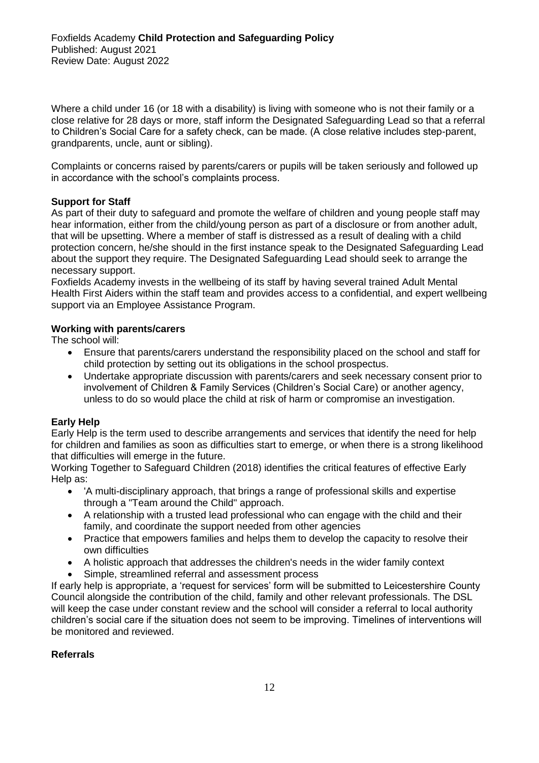Where a child under 16 (or 18 with a disability) is living with someone who is not their family or a close relative for 28 days or more, staff inform the Designated Safeguarding Lead so that a referral to Children's Social Care for a safety check, can be made. (A close relative includes step-parent, grandparents, uncle, aunt or sibling).

Complaints or concerns raised by parents/carers or pupils will be taken seriously and followed up in accordance with the school's complaints process.

**Support for Staff**

As part of their duty to safeguard and promote the welfare of children and young people staff may hear information, either from the child/young person as part of a disclosure or from another adult, that will be upsetting. Where a member of staff is distressed as a result of dealing with a child protection concern, he/she should in the first instance speak to the Designated Safeguarding Lead about the support they require. The Designated Safeguarding Lead should seek to arrange the necessary support.

Foxfields Academy invests in the wellbeing of its staff by having several trained Adult Mental Health First Aiders within the staff team and provides access to a confidential, and expert wellbeing support via an Employee Assistance Program.

**Working with parents/carers**

The school will:

- Ensure that parents/carers understand the responsibility placed on the school and staff for child protection by setting out its obligations in the school prospectus.
- Undertake appropriate discussion with parents/carers and seek necessary consent prior to involvement of Children & Family Services (Children's Social Care) or another agency, unless to do so would place the child at risk of harm or compromise an investigation.

**Early Help**

Early Help is the term used to describe arrangements and services that identify the need for help for children and families as soon as difficulties start to emerge, or when there is a strong likelihood that difficulties will emerge in the future.

Working Together to Safeguard Children (2018) identifies the critical features of effective Early Help as:

- 'A multi-disciplinary approach, that brings a range of professional skills and expertise through a "Team around the Child" approach.
- A relationship with a trusted lead professional who can engage with the child and their family, and coordinate the support needed from other agencies
- Practice that empowers families and helps them to develop the capacity to resolve their own difficulties
- A holistic approach that addresses the children's needs in the wider family context
- Simple, streamlined referral and assessment process

If early help is appropriate, a 'request for services' form will be submitted to Leicestershire County Council alongside the contribution of the child, family and other relevant professionals. The DSL will keep the case under constant review and the school will consider a referral to local authority children's social care if the situation does not seem to be improving. Timelines of interventions will be monitored and reviewed.

**Referrals**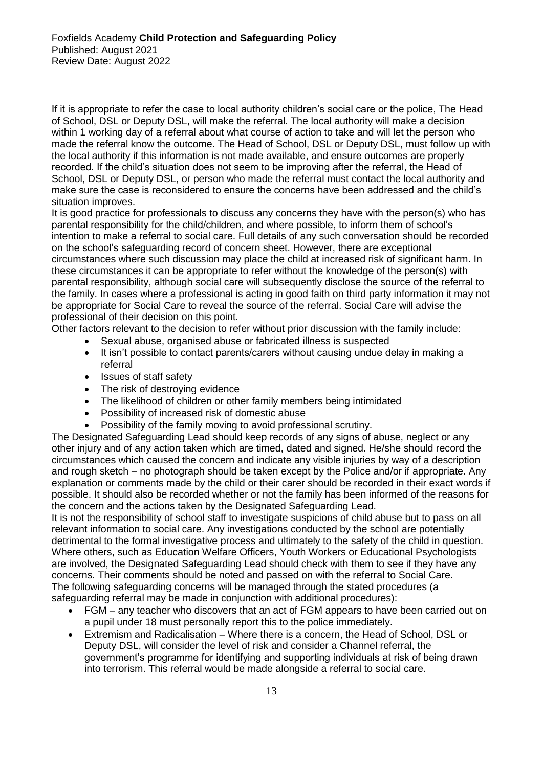If it is appropriate to refer the case to local authority children's social care or the police, The Head of School, DSL or Deputy DSL, will make the referral. The local authority will make a decision within 1 working day of a referral about what course of action to take and will let the person who made the referral know the outcome. The Head of School, DSL or Deputy DSL, must follow up with the local authority if this information is not made available, and ensure outcomes are properly recorded. If the child's situation does not seem to be improving after the referral, the Head of School, DSL or Deputy DSL, or person who made the referral must contact the local authority and make sure the case is reconsidered to ensure the concerns have been addressed and the child's situation improves.

It is good practice for professionals to discuss any concerns they have with the person(s) who has parental responsibility for the child/children, and where possible, to inform them of school's intention to make a referral to social care. Full details of any such conversation should be recorded on the school's safeguarding record of concern sheet. However, there are exceptional circumstances where such discussion may place the child at increased risk of significant harm. In these circumstances it can be appropriate to refer without the knowledge of the person(s) with parental responsibility, although social care will subsequently disclose the source of the referral to the family. In cases where a professional is acting in good faith on third party information it may not be appropriate for Social Care to reveal the source of the referral. Social Care will advise the professional of their decision on this point.

Other factors relevant to the decision to refer without prior discussion with the family include:

- Sexual abuse, organised abuse or fabricated illness is suspected
- It isn't possible to contact parents/carers without causing undue delay in making a referral
- Issues of staff safety
- The risk of destroying evidence
- The likelihood of children or other family members being intimidated
- Possibility of increased risk of domestic abuse
- Possibility of the family moving to avoid professional scrutiny.

The Designated Safeguarding Lead should keep records of any signs of abuse, neglect or any other injury and of any action taken which are timed, dated and signed. He/she should record the circumstances which caused the concern and indicate any visible injuries by way of a description and rough sketch – no photograph should be taken except by the Police and/or if appropriate. Any explanation or comments made by the child or their carer should be recorded in their exact words if possible. It should also be recorded whether or not the family has been informed of the reasons for the concern and the actions taken by the Designated Safeguarding Lead.

It is not the responsibility of school staff to investigate suspicions of child abuse but to pass on all relevant information to social care. Any investigations conducted by the school are potentially detrimental to the formal investigative process and ultimately to the safety of the child in question. Where others, such as Education Welfare Officers, Youth Workers or Educational Psychologists are involved, the Designated Safeguarding Lead should check with them to see if they have any concerns. Their comments should be noted and passed on with the referral to Social Care.

The following safeguarding concerns will be managed through the stated procedures (a safeguarding referral may be made in conjunction with additional procedures):

- FGM – any teacher who discovers that an act of FGM appears to have been carried out on a pupil under 18 must personally report this to the police immediately.
- Extremism and Radicalisation – Where there is a concern, the Head of School, DSL or Deputy DSL, will consider the level of risk and consider a Channel referral, the government's programme for identifying and supporting individuals at risk of being drawn into terrorism. This referral would be made alongside a referral to social care.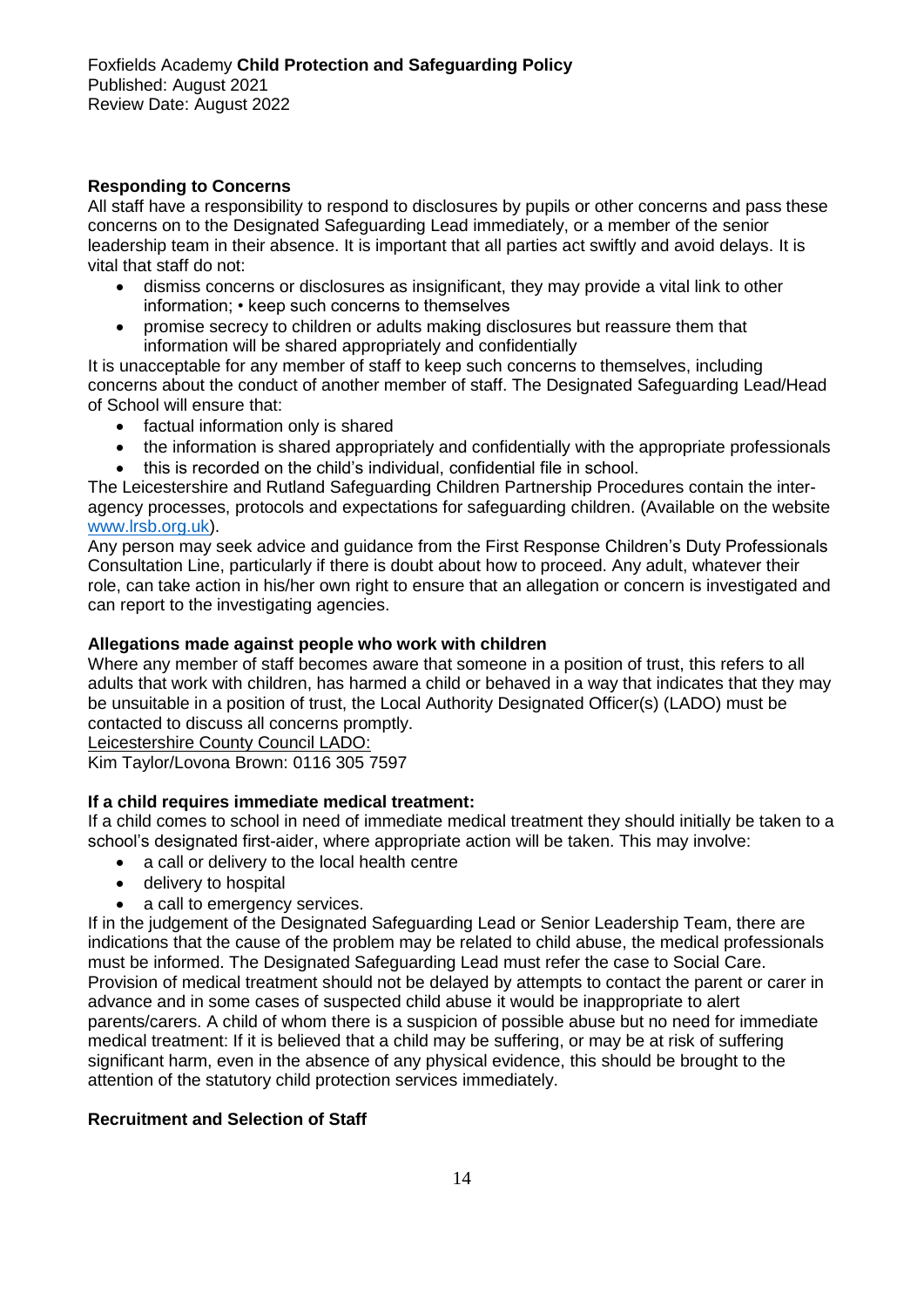**Responding to Concerns**

All staff have a responsibility to respond to disclosures by pupils or other concerns and pass these concerns on to the Designated Safeguarding Lead immediately, or a member of the senior leadership team in their absence. It is important that all parties act swiftly and avoid delays. It is vital that staff do not:

- dismiss concerns or disclosures as insignificant, they may provide a vital link to other information; • keep such concerns to themselves
- promise secrecy to children or adults making disclosures but reassure them that information will be shared appropriately and confidentially

It is unacceptable for any member of staff to keep such concerns to themselves, including concerns about the conduct of another member of staff. The Designated Safeguarding Lead/Head of School will ensure that:

- factual information only is shared
- the information is shared appropriately and confidentially with the appropriate professionals
- this is recorded on the child's individual, confidential file in school.

The Leicestershire and Rutland Safeguarding Children Partnership Procedures contain the inter-agency processes, protocols and expectations for safeguarding children. (Available on the website [www.lrsb.org.uk](www.lrsb.org.uk)).

Any person may seek advice and guidance from the First Response Children's Duty Professionals Consultation Line, particularly if there is doubt about how to proceed. Any adult, whatever their role, can take action in his/her own right to ensure that an allegation or concern is investigated and can report to the investigating agencies.

**Allegations made against people who work with children**

Where any member of staff becomes aware that someone in a position of trust, this refers to all adults that work with children, has harmed a child or behaved in a way that indicates that they may be unsuitable in a position of trust, the Local Authority Designated Officer(s) (LADO) must be contacted to discuss all concerns promptly.

Leicestershire County Council LADO:

Kim Taylor/Lovona Brown: 0116 305 7597

**If a child requires immediate medical treatment:**

If a child comes to school in need of immediate medical treatment they should initially be taken to a school's designated first-aider, where appropriate action will be taken. This may involve:

- a call or delivery to the local health centre
- delivery to hospital
- a call to emergency services.

If in the judgement of the Designated Safeguarding Lead or Senior Leadership Team, there are indications that the cause of the problem may be related to child abuse, the medical professionals must be informed. The Designated Safeguarding Lead must refer the case to Social Care. Provision of medical treatment should not be delayed by attempts to contact the parent or carer in advance and in some cases of suspected child abuse it would be inappropriate to alert parents/carers. A child of whom there is a suspicion of possible abuse but no need for immediate medical treatment: If it is believed that a child may be suffering, or may be at risk of suffering significant harm, even in the absence of any physical evidence, this should be brought to the attention of the statutory child protection services immediately.

**Recruitment and Selection of Staff**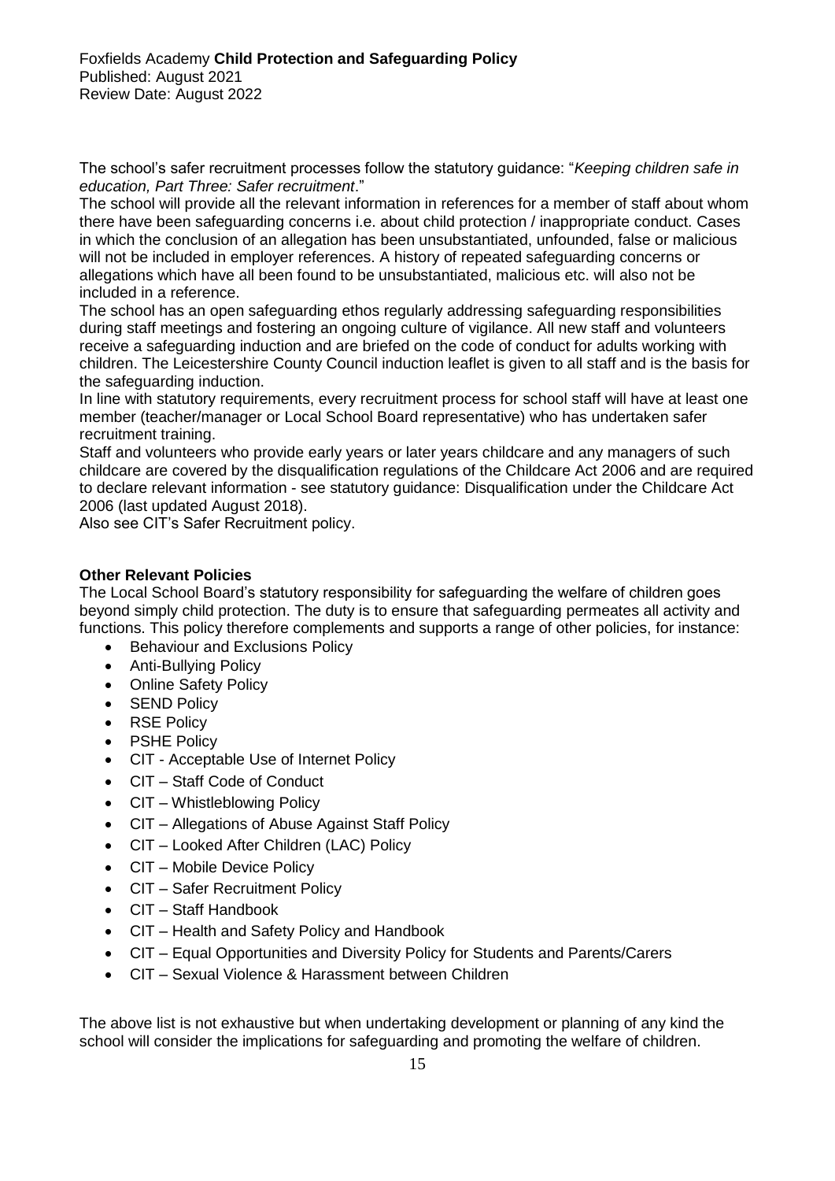The school's safer recruitment processes follow the statutory guidance: "*Keeping children safe in education, Part Three: Safer recruitment*."

The school will provide all the relevant information in references for a member of staff about whom there have been safeguarding concerns i.e. about child protection / inappropriate conduct. Cases in which the conclusion of an allegation has been unsubstantiated, unfounded, false or malicious will not be included in employer references. A history of repeated safeguarding concerns or allegations which have all been found to be unsubstantiated, malicious etc. will also not be included in a reference.

The school has an open safeguarding ethos regularly addressing safeguarding responsibilities during staff meetings and fostering an ongoing culture of vigilance. All new staff and volunteers receive a safeguarding induction and are briefed on the code of conduct for adults working with children. The Leicestershire County Council induction leaflet is given to all staff and is the basis for the safeguarding induction.

In line with statutory requirements, every recruitment process for school staff will have at least one member (teacher/manager or Local School Board representative) who has undertaken safer recruitment training.

Staff and volunteers who provide early years or later years childcare and any managers of such childcare are covered by the disqualification regulations of the Childcare Act 2006 and are required to declare relevant information - see statutory guidance: Disqualification under the Childcare Act 2006 (last updated August 2018).

Also see CIT's Safer Recruitment policy.

**Other Relevant Policies**

The Local School Board's statutory responsibility for safeguarding the welfare of children goes beyond simply child protection. The duty is to ensure that safeguarding permeates all activity and functions. This policy therefore complements and supports a range of other policies, for instance:

- Behaviour and Exclusions Policy
- Anti-Bullying Policy
- Online Safety Policy
- SEND Policy
- RSE Policy
- PSHE Policy
- CIT - Acceptable Use of Internet Policy
- CIT – Staff Code of Conduct
- CIT – Whistleblowing Policy
- CIT – Allegations of Abuse Against Staff Policy
- CIT – Looked After Children (LAC) Policy
- CIT – Mobile Device Policy
- CIT – Safer Recruitment Policy
- CIT – Staff Handbook
- CIT – Health and Safety Policy and Handbook
- CIT – Equal Opportunities and Diversity Policy for Students and Parents/Carers
- CIT – Sexual Violence & Harassment between Children

The above list is not exhaustive but when undertaking development or planning of any kind the school will consider the implications for safeguarding and promoting the welfare of children.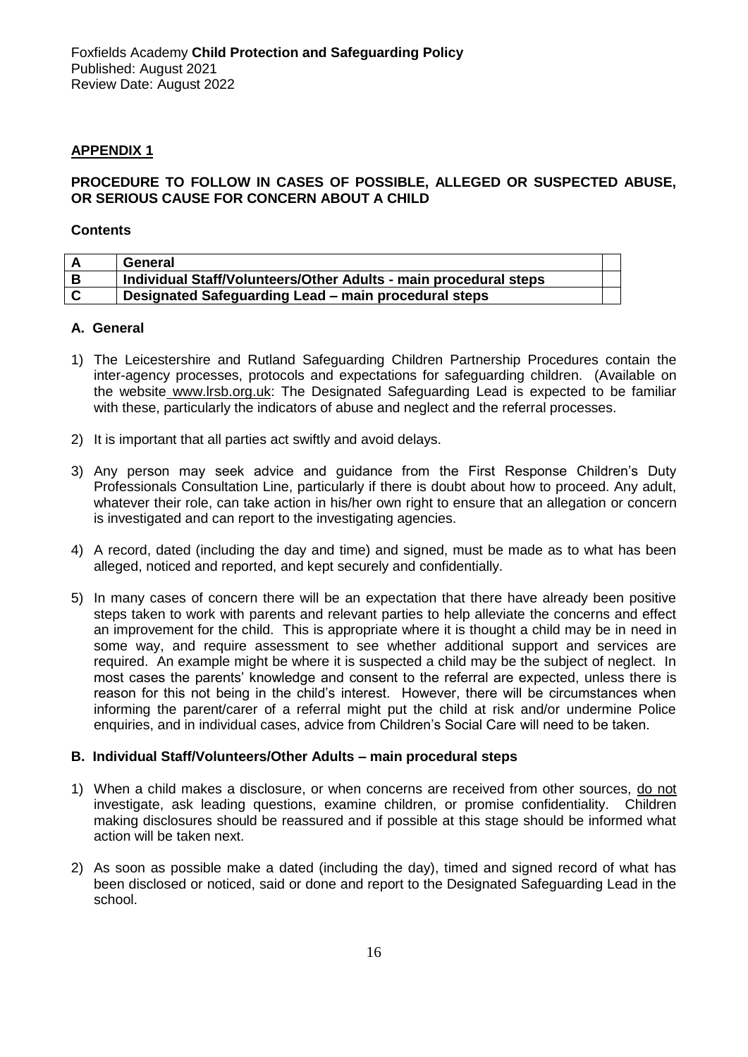## APPENDIX 1

**PROCEDURE TO FOLLOW IN CASES OF POSSIBLE, ALLEGED OR SUSPECTED ABUSE, OR SERIOUS CAUSE FOR CONCERN ABOUT A CHILD**

**Contents**

| | | |
|---|---|---|
| **A** | **General** | |
| **B** | **Individual Staff/Volunteers/Other Adults - main procedural steps** | |
| **C** | **Designated Safeguarding Lead – main procedural steps** | |

### A. General

1) The Leicestershire and Rutland Safeguarding Children Partnership Procedures contain the inter-agency processes, protocols and expectations for safeguarding children. (Available on the website www.lrsb.org.uk: The Designated Safeguarding Lead is expected to be familiar with these, particularly the indicators of abuse and neglect and the referral processes.

2) It is important that all parties act swiftly and avoid delays.

3) Any person may seek advice and guidance from the First Response Children's Duty Professionals Consultation Line, particularly if there is doubt about how to proceed. Any adult, whatever their role, can take action in his/her own right to ensure that an allegation or concern is investigated and can report to the investigating agencies.

4) A record, dated (including the day and time) and signed, must be made as to what has been alleged, noticed and reported, and kept securely and confidentially.

5) In many cases of concern there will be an expectation that there have already been positive steps taken to work with parents and relevant parties to help alleviate the concerns and effect an improvement for the child. This is appropriate where it is thought a child may be in need in some way, and require assessment to see whether additional support and services are required. An example might be where it is suspected a child may be the subject of neglect. In most cases the parents' knowledge and consent to the referral are expected, unless there is reason for this not being in the child's interest. However, there will be circumstances when informing the parent/carer of a referral might put the child at risk and/or undermine Police enquiries, and in individual cases, advice from Children's Social Care will need to be taken.

### B. Individual Staff/Volunteers/Other Adults – main procedural steps

1) When a child makes a disclosure, or when concerns are received from other sources, do not investigate, ask leading questions, examine children, or promise confidentiality. Children making disclosures should be reassured and if possible at this stage should be informed what action will be taken next.

2) As soon as possible make a dated (including the day), timed and signed record of what has been disclosed or noticed, said or done and report to the Designated Safeguarding Lead in the school.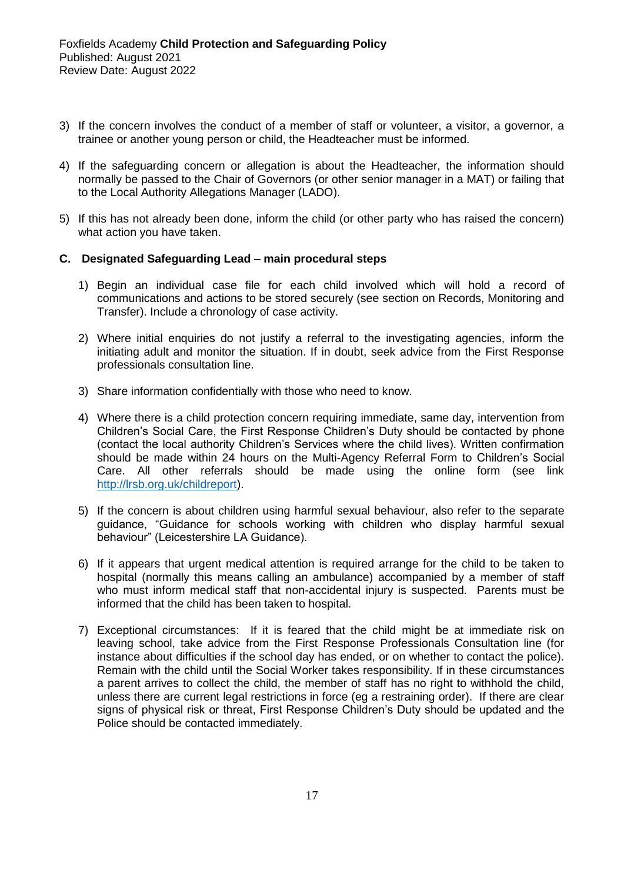3) If the concern involves the conduct of a member of staff or volunteer, a visitor, a governor, a trainee or another young person or child, the Headteacher must be informed.

4) If the safeguarding concern or allegation is about the Headteacher, the information should normally be passed to the Chair of Governors (or other senior manager in a MAT) or failing that to the Local Authority Allegations Manager (LADO).

5) If this has not already been done, inform the child (or other party who has raised the concern) what action you have taken.

### C. Designated Safeguarding Lead – main procedural steps

1) Begin an individual case file for each child involved which will hold a record of communications and actions to be stored securely (see section on Records, Monitoring and Transfer). Include a chronology of case activity.

2) Where initial enquiries do not justify a referral to the investigating agencies, inform the initiating adult and monitor the situation. If in doubt, seek advice from the First Response professionals consultation line.

3) Share information confidentially with those who need to know.

4) Where there is a child protection concern requiring immediate, same day, intervention from Children's Social Care, the First Response Children's Duty should be contacted by phone (contact the local authority Children's Services where the child lives). Written confirmation should be made within 24 hours on the Multi-Agency Referral Form to Children's Social Care. All other referrals should be made using the online form (see link http://lrsb.org.uk/childreport).

5) If the concern is about children using harmful sexual behaviour, also refer to the separate guidance, "Guidance for schools working with children who display harmful sexual behaviour" (Leicestershire LA Guidance).

6) If it appears that urgent medical attention is required arrange for the child to be taken to hospital (normally this means calling an ambulance) accompanied by a member of staff who must inform medical staff that non-accidental injury is suspected. Parents must be informed that the child has been taken to hospital.

7) Exceptional circumstances: If it is feared that the child might be at immediate risk on leaving school, take advice from the First Response Professionals Consultation line (for instance about difficulties if the school day has ended, or on whether to contact the police). Remain with the child until the Social Worker takes responsibility. If in these circumstances a parent arrives to collect the child, the member of staff has no right to withhold the child, unless there are current legal restrictions in force (eg a restraining order). If there are clear signs of physical risk or threat, First Response Children's Duty should be updated and the Police should be contacted immediately.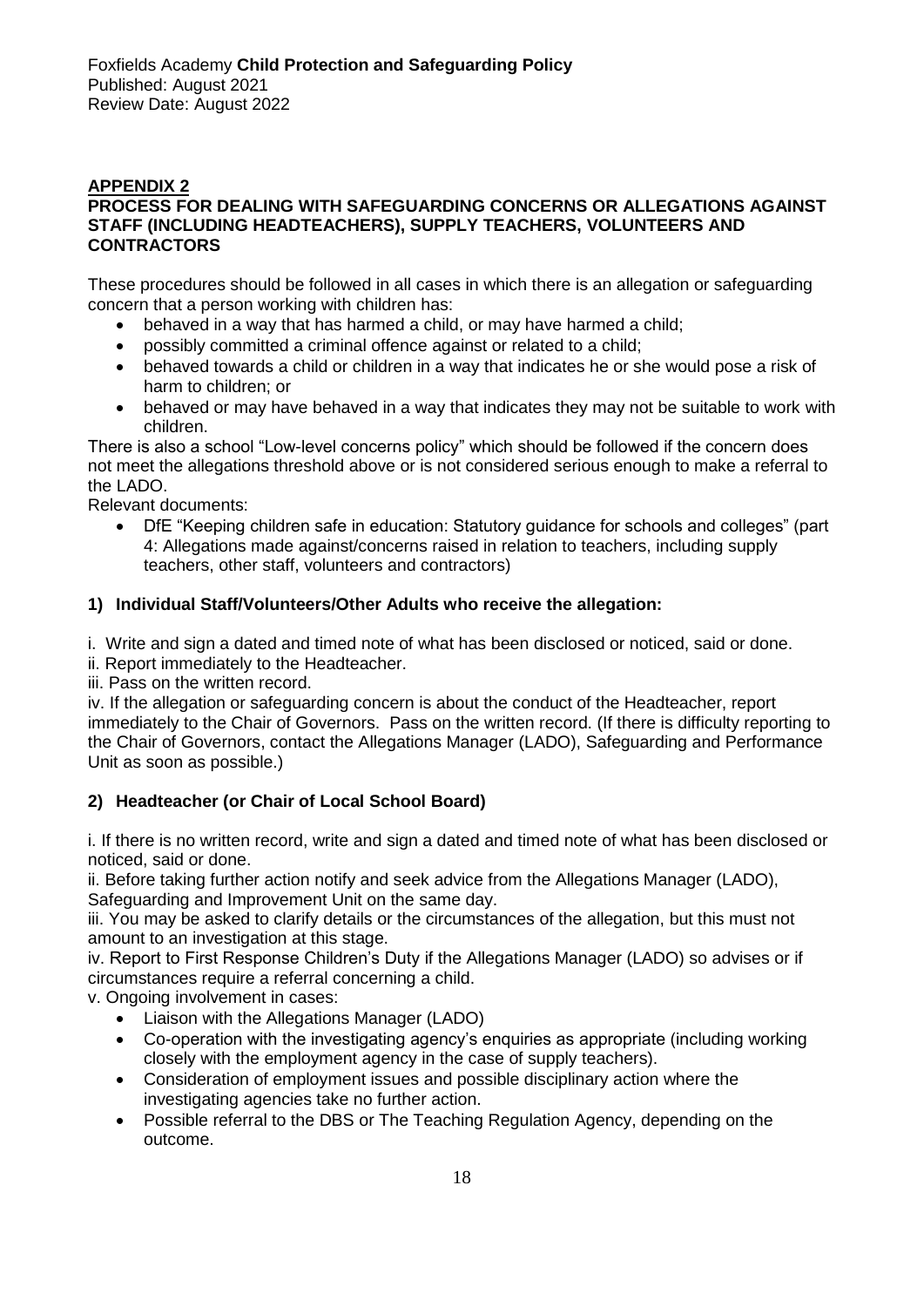## APPENDIX 2

**PROCESS FOR DEALING WITH SAFEGUARDING CONCERNS OR ALLEGATIONS AGAINST STAFF (INCLUDING HEADTEACHERS), SUPPLY TEACHERS, VOLUNTEERS AND CONTRACTORS**

These procedures should be followed in all cases in which there is an allegation or safeguarding concern that a person working with children has:

- behaved in a way that has harmed a child, or may have harmed a child;
- possibly committed a criminal offence against or related to a child;
- behaved towards a child or children in a way that indicates he or she would pose a risk of harm to children; or
- behaved or may have behaved in a way that indicates they may not be suitable to work with children.

There is also a school "Low-level concerns policy" which should be followed if the concern does not meet the allegations threshold above or is not considered serious enough to make a referral to the LADO.

Relevant documents:

- DfE "Keeping children safe in education: Statutory guidance for schools and colleges" (part 4: Allegations made against/concerns raised in relation to teachers, including supply teachers, other staff, volunteers and contractors)

### 1) Individual Staff/Volunteers/Other Adults who receive the allegation:

i. Write and sign a dated and timed note of what has been disclosed or noticed, said or done.
ii. Report immediately to the Headteacher.
iii. Pass on the written record.
iv. If the allegation or safeguarding concern is about the conduct of the Headteacher, report immediately to the Chair of Governors. Pass on the written record. (If there is difficulty reporting to the Chair of Governors, contact the Allegations Manager (LADO), Safeguarding and Performance Unit as soon as possible.)

### 2) Headteacher (or Chair of Local School Board)

i. If there is no written record, write and sign a dated and timed note of what has been disclosed or noticed, said or done.
ii. Before taking further action notify and seek advice from the Allegations Manager (LADO), Safeguarding and Improvement Unit on the same day.
iii. You may be asked to clarify details or the circumstances of the allegation, but this must not amount to an investigation at this stage.
iv. Report to First Response Children's Duty if the Allegations Manager (LADO) so advises or if circumstances require a referral concerning a child.
v. Ongoing involvement in cases:

- Liaison with the Allegations Manager (LADO)
- Co-operation with the investigating agency's enquiries as appropriate (including working closely with the employment agency in the case of supply teachers).
- Consideration of employment issues and possible disciplinary action where the investigating agencies take no further action.
- Possible referral to the DBS or The Teaching Regulation Agency, depending on the outcome.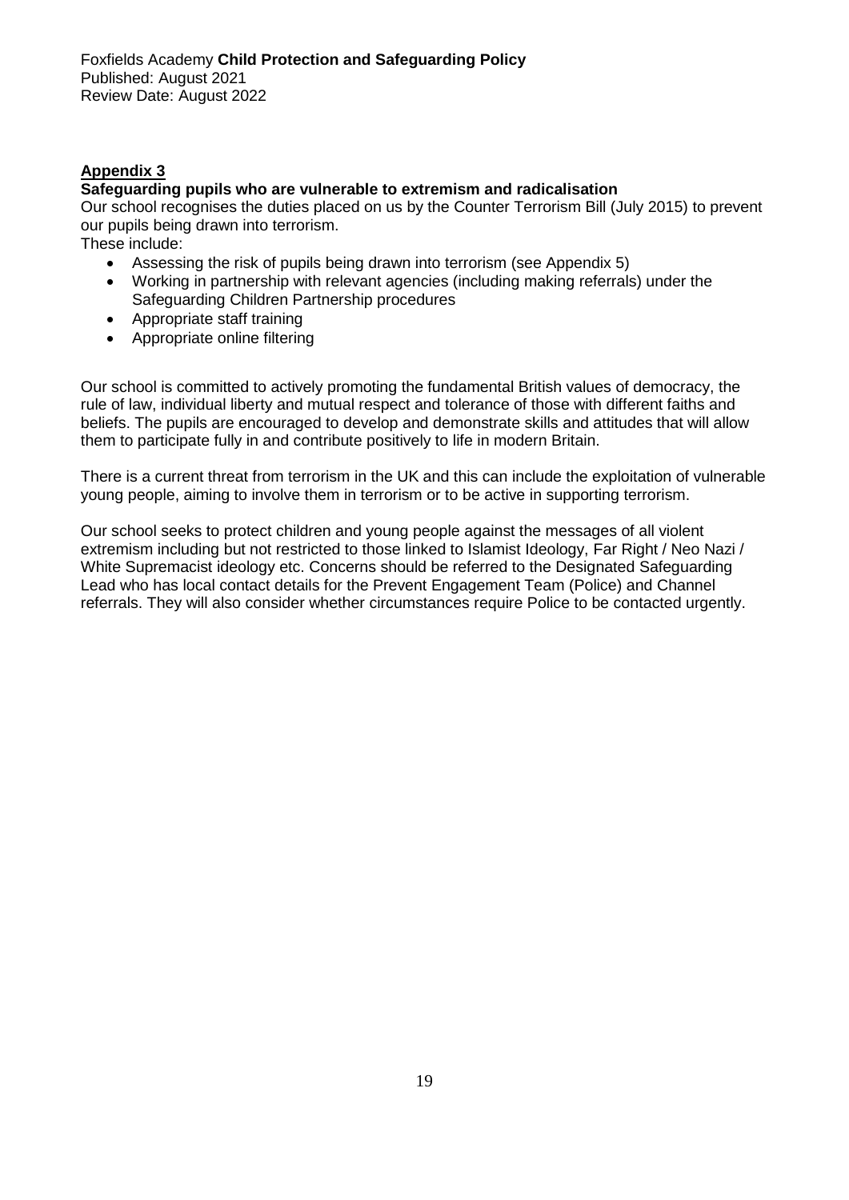## Appendix 3

**Safeguarding pupils who are vulnerable to extremism and radicalisation**

Our school recognises the duties placed on us by the Counter Terrorism Bill (July 2015) to prevent our pupils being drawn into terrorism.

These include:

- Assessing the risk of pupils being drawn into terrorism (see Appendix 5)
- Working in partnership with relevant agencies (including making referrals) under the Safeguarding Children Partnership procedures
- Appropriate staff training
- Appropriate online filtering

Our school is committed to actively promoting the fundamental British values of democracy, the rule of law, individual liberty and mutual respect and tolerance of those with different faiths and beliefs. The pupils are encouraged to develop and demonstrate skills and attitudes that will allow them to participate fully in and contribute positively to life in modern Britain.

There is a current threat from terrorism in the UK and this can include the exploitation of vulnerable young people, aiming to involve them in terrorism or to be active in supporting terrorism.

Our school seeks to protect children and young people against the messages of all violent extremism including but not restricted to those linked to Islamist Ideology, Far Right / Neo Nazi / White Supremacist ideology etc. Concerns should be referred to the Designated Safeguarding Lead who has local contact details for the Prevent Engagement Team (Police) and Channel referrals. They will also consider whether circumstances require Police to be contacted urgently.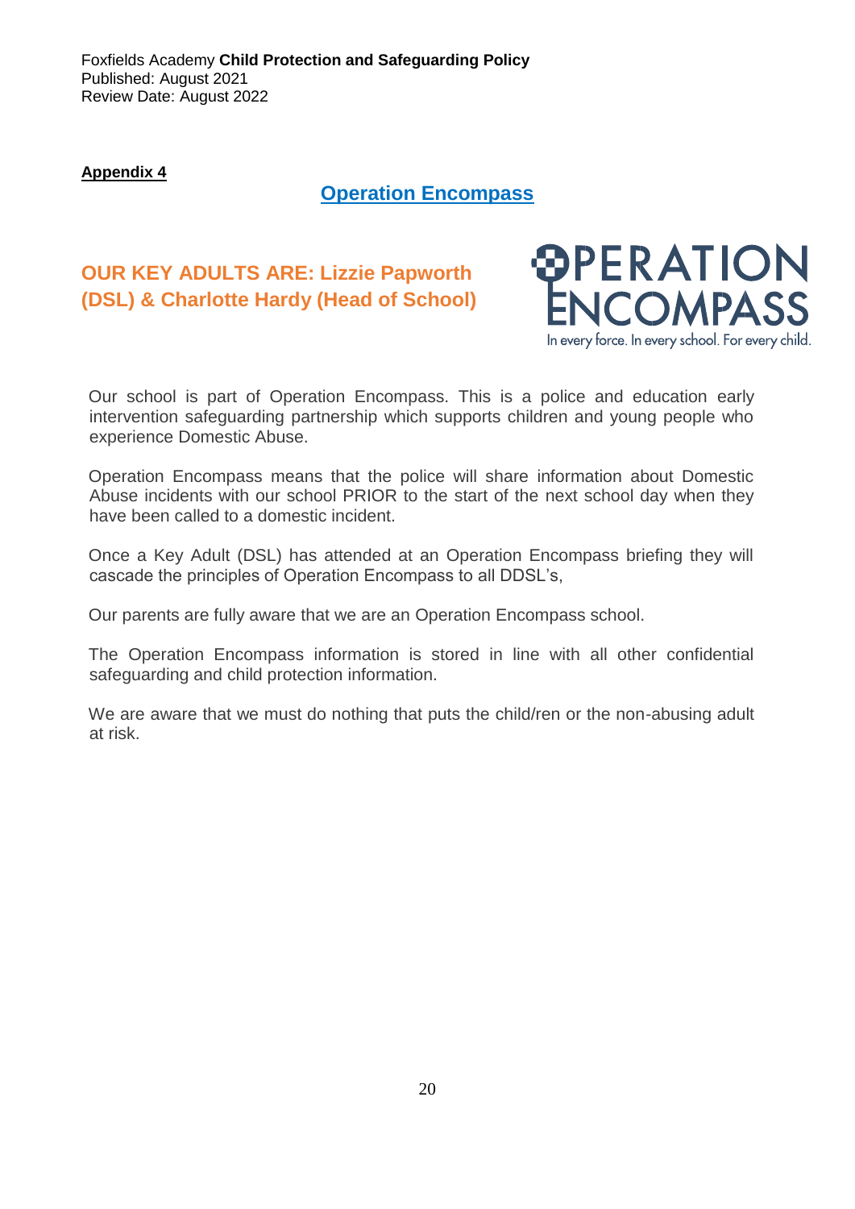**Appendix 4**

## Operation Encompass

### OUR KEY ADULTS ARE: Lizzie Papworth (DSL) & Charlotte Hardy (Head of School)

OPERATION ENCOMPASS
In every force. In every school. For every child.

Our school is part of Operation Encompass. This is a police and education early intervention safeguarding partnership which supports children and young people who experience Domestic Abuse.

Operation Encompass means that the police will share information about Domestic Abuse incidents with our school PRIOR to the start of the next school day when they have been called to a domestic incident.

Once a Key Adult (DSL) has attended at an Operation Encompass briefing they will cascade the principles of Operation Encompass to all DDSL's,

Our parents are fully aware that we are an Operation Encompass school.

The Operation Encompass information is stored in line with all other confidential safeguarding and child protection information.

We are aware that we must do nothing that puts the child/ren or the non-abusing adult at risk.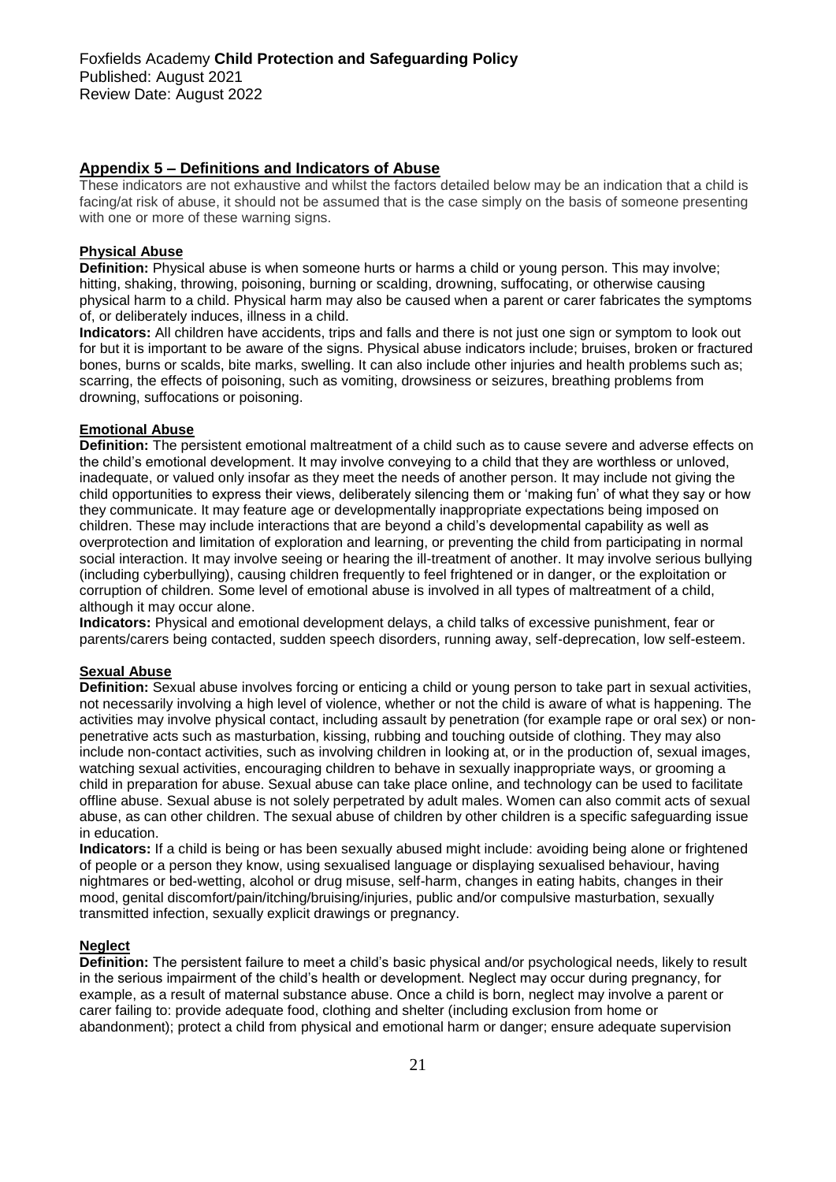## Appendix 5 – Definitions and Indicators of Abuse

These indicators are not exhaustive and whilst the factors detailed below may be an indication that a child is facing/at risk of abuse, it should not be assumed that is the case simply on the basis of someone presenting with one or more of these warning signs.

### Physical Abuse

**Definition:** Physical abuse is when someone hurts or harms a child or young person. This may involve; hitting, shaking, throwing, poisoning, burning or scalding, drowning, suffocating, or otherwise causing physical harm to a child. Physical harm may also be caused when a parent or carer fabricates the symptoms of, or deliberately induces, illness in a child.

**Indicators:** All children have accidents, trips and falls and there is not just one sign or symptom to look out for but it is important to be aware of the signs. Physical abuse indicators include; bruises, broken or fractured bones, burns or scalds, bite marks, swelling. It can also include other injuries and health problems such as; scarring, the effects of poisoning, such as vomiting, drowsiness or seizures, breathing problems from drowning, suffocations or poisoning.

### Emotional Abuse

**Definition:** The persistent emotional maltreatment of a child such as to cause severe and adverse effects on the child's emotional development. It may involve conveying to a child that they are worthless or unloved, inadequate, or valued only insofar as they meet the needs of another person. It may include not giving the child opportunities to express their views, deliberately silencing them or 'making fun' of what they say or how they communicate. It may feature age or developmentally inappropriate expectations being imposed on children. These may include interactions that are beyond a child's developmental capability as well as overprotection and limitation of exploration and learning, or preventing the child from participating in normal social interaction. It may involve seeing or hearing the ill-treatment of another. It may involve serious bullying (including cyberbullying), causing children frequently to feel frightened or in danger, or the exploitation or corruption of children. Some level of emotional abuse is involved in all types of maltreatment of a child, although it may occur alone.

**Indicators:** Physical and emotional development delays, a child talks of excessive punishment, fear or parents/carers being contacted, sudden speech disorders, running away, self-deprecation, low self-esteem.

### Sexual Abuse

**Definition:** Sexual abuse involves forcing or enticing a child or young person to take part in sexual activities, not necessarily involving a high level of violence, whether or not the child is aware of what is happening. The activities may involve physical contact, including assault by penetration (for example rape or oral sex) or non-penetrative acts such as masturbation, kissing, rubbing and touching outside of clothing. They may also include non-contact activities, such as involving children in looking at, or in the production of, sexual images, watching sexual activities, encouraging children to behave in sexually inappropriate ways, or grooming a child in preparation for abuse. Sexual abuse can take place online, and technology can be used to facilitate offline abuse. Sexual abuse is not solely perpetrated by adult males. Women can also commit acts of sexual abuse, as can other children. The sexual abuse of children by other children is a specific safeguarding issue in education.

**Indicators:** If a child is being or has been sexually abused might include: avoiding being alone or frightened of people or a person they know, using sexualised language or displaying sexualised behaviour, having nightmares or bed-wetting, alcohol or drug misuse, self-harm, changes in eating habits, changes in their mood, genital discomfort/pain/itching/bruising/injuries, public and/or compulsive masturbation, sexually transmitted infection, sexually explicit drawings or pregnancy.

### Neglect

**Definition:** The persistent failure to meet a child's basic physical and/or psychological needs, likely to result in the serious impairment of the child's health or development. Neglect may occur during pregnancy, for example, as a result of maternal substance abuse. Once a child is born, neglect may involve a parent or carer failing to: provide adequate food, clothing and shelter (including exclusion from home or abandonment); protect a child from physical and emotional harm or danger; ensure adequate supervision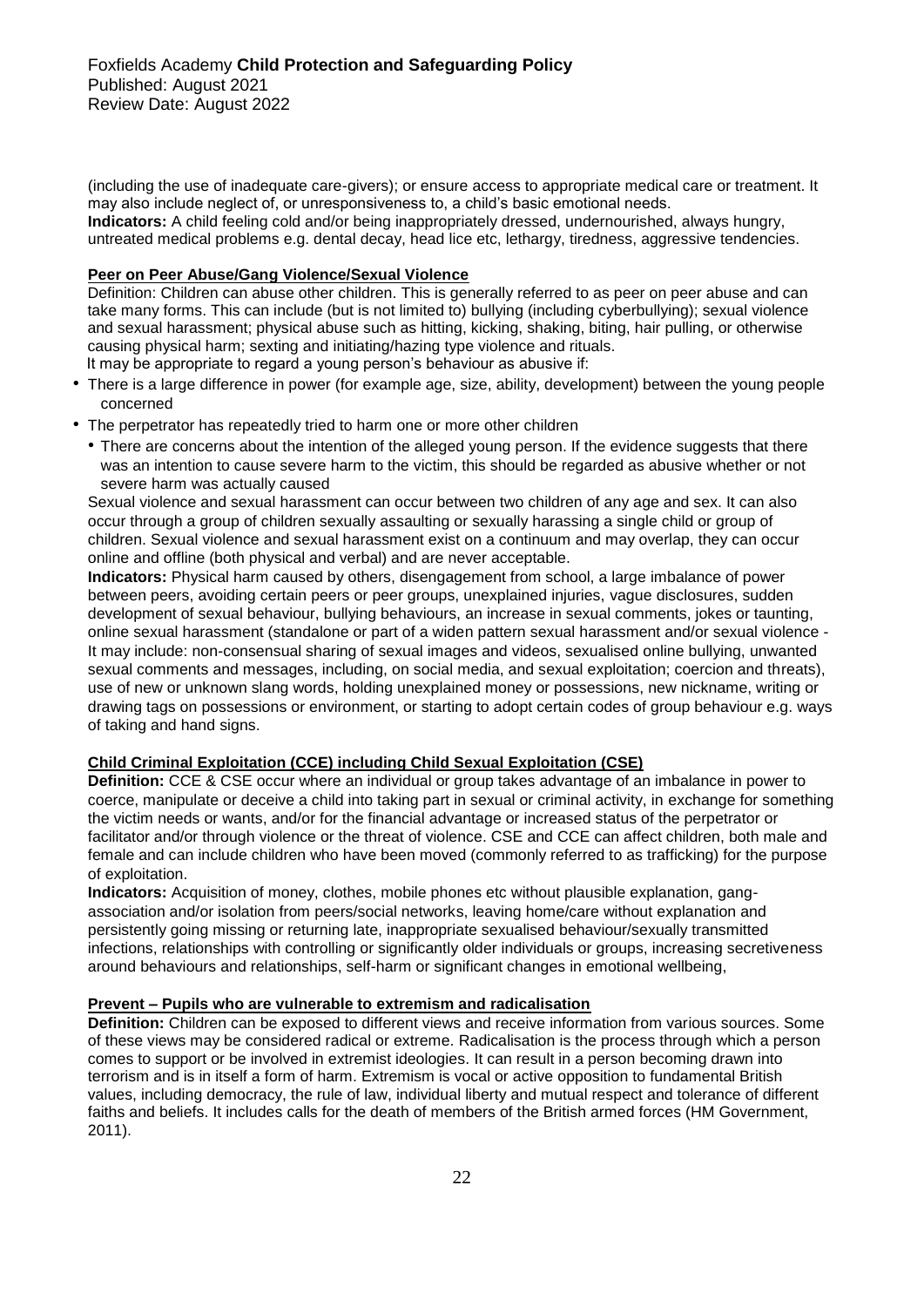(including the use of inadequate care-givers); or ensure access to appropriate medical care or treatment. It may also include neglect of, or unresponsiveness to, a child's basic emotional needs.
**Indicators:** A child feeling cold and/or being inappropriately dressed, undernourished, always hungry, untreated medical problems e.g. dental decay, head lice etc, lethargy, tiredness, aggressive tendencies.

**Peer on Peer Abuse/Gang Violence/Sexual Violence**

Definition: Children can abuse other children. This is generally referred to as peer on peer abuse and can take many forms. This can include (but is not limited to) bullying (including cyberbullying); sexual violence and sexual harassment; physical abuse such as hitting, kicking, shaking, biting, hair pulling, or otherwise causing physical harm; sexting and initiating/hazing type violence and rituals.
It may be appropriate to regard a young person's behaviour as abusive if:

- There is a large difference in power (for example age, size, ability, development) between the young people concerned
- The perpetrator has repeatedly tried to harm one or more other children
- There are concerns about the intention of the alleged young person. If the evidence suggests that there was an intention to cause severe harm to the victim, this should be regarded as abusive whether or not severe harm was actually caused

Sexual violence and sexual harassment can occur between two children of any age and sex. It can also occur through a group of children sexually assaulting or sexually harassing a single child or group of children. Sexual violence and sexual harassment exist on a continuum and may overlap, they can occur online and offline (both physical and verbal) and are never acceptable.
**Indicators:** Physical harm caused by others, disengagement from school, a large imbalance of power between peers, avoiding certain peers or peer groups, unexplained injuries, vague disclosures, sudden development of sexual behaviour, bullying behaviours, an increase in sexual comments, jokes or taunting, online sexual harassment (standalone or part of a widen pattern sexual harassment and/or sexual violence - It may include: non-consensual sharing of sexual images and videos, sexualised online bullying, unwanted sexual comments and messages, including, on social media, and sexual exploitation; coercion and threats), use of new or unknown slang words, holding unexplained money or possessions, new nickname, writing or drawing tags on possessions or environment, or starting to adopt certain codes of group behaviour e.g. ways of taking and hand signs.

**Child Criminal Exploitation (CCE) including Child Sexual Exploitation (CSE)**

**Definition:** CCE & CSE occur where an individual or group takes advantage of an imbalance in power to coerce, manipulate or deceive a child into taking part in sexual or criminal activity, in exchange for something the victim needs or wants, and/or for the financial advantage or increased status of the perpetrator or facilitator and/or through violence or the threat of violence. CSE and CCE can affect children, both male and female and can include children who have been moved (commonly referred to as trafficking) for the purpose of exploitation.
**Indicators:** Acquisition of money, clothes, mobile phones etc without plausible explanation, gang-association and/or isolation from peers/social networks, leaving home/care without explanation and persistently going missing or returning late, inappropriate sexualised behaviour/sexually transmitted infections, relationships with controlling or significantly older individuals or groups, increasing secretiveness around behaviours and relationships, self-harm or significant changes in emotional wellbeing,

**Prevent – Pupils who are vulnerable to extremism and radicalisation**

**Definition:** Children can be exposed to different views and receive information from various sources. Some of these views may be considered radical or extreme. Radicalisation is the process through which a person comes to support or be involved in extremist ideologies. It can result in a person becoming drawn into terrorism and is in itself a form of harm. Extremism is vocal or active opposition to fundamental British values, including democracy, the rule of law, individual liberty and mutual respect and tolerance of different faiths and beliefs. It includes calls for the death of members of the British armed forces (HM Government, 2011).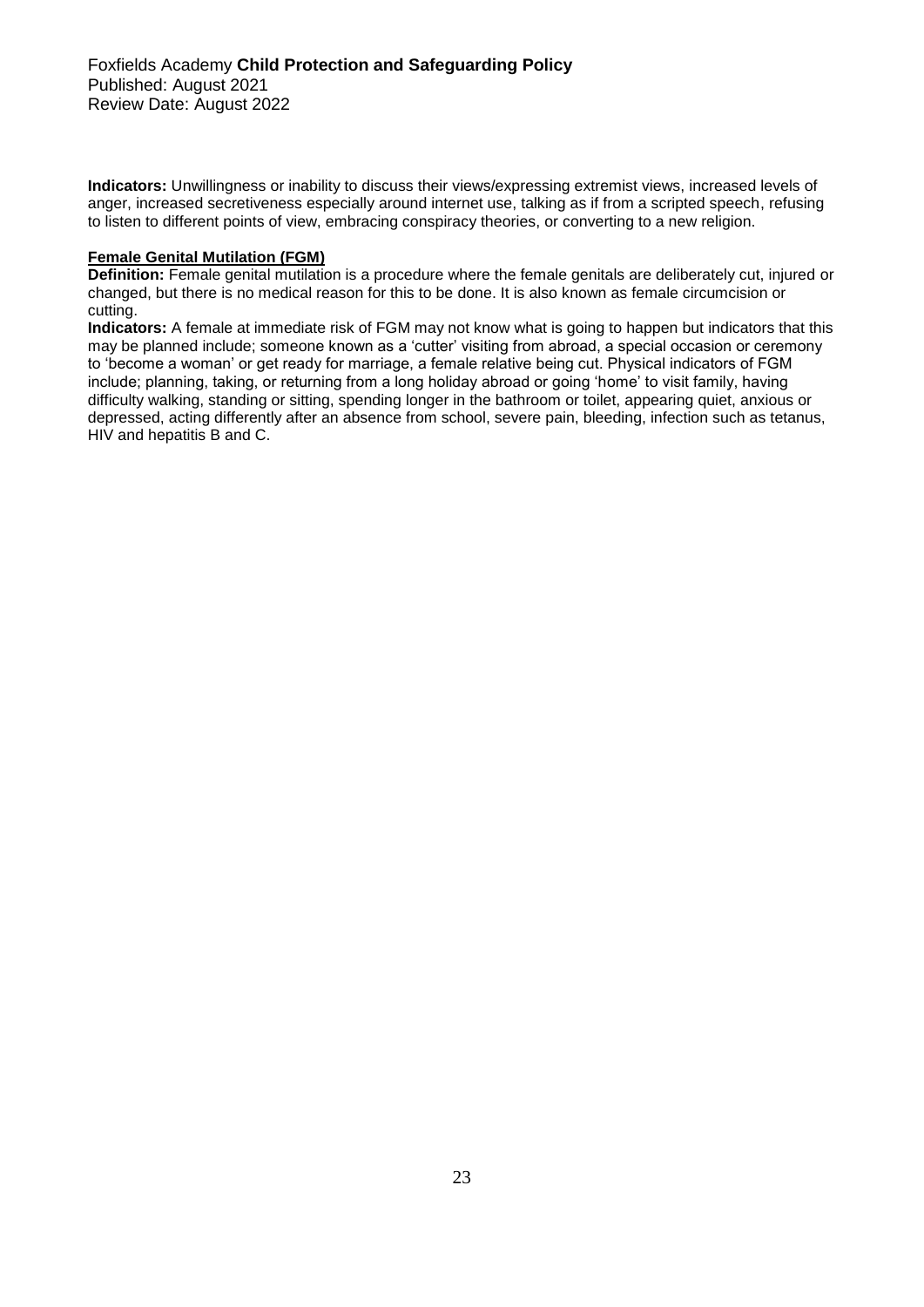**Indicators:** Unwillingness or inability to discuss their views/expressing extremist views, increased levels of anger, increased secretiveness especially around internet use, talking as if from a scripted speech, refusing to listen to different points of view, embracing conspiracy theories, or converting to a new religion.

**Female Genital Mutilation (FGM)**

**Definition:** Female genital mutilation is a procedure where the female genitals are deliberately cut, injured or changed, but there is no medical reason for this to be done. It is also known as female circumcision or cutting.

**Indicators:** A female at immediate risk of FGM may not know what is going to happen but indicators that this may be planned include; someone known as a 'cutter' visiting from abroad, a special occasion or ceremony to 'become a woman' or get ready for marriage, a female relative being cut. Physical indicators of FGM include; planning, taking, or returning from a long holiday abroad or going 'home' to visit family, having difficulty walking, standing or sitting, spending longer in the bathroom or toilet, appearing quiet, anxious or depressed, acting differently after an absence from school, severe pain, bleeding, infection such as tetanus, HIV and hepatitis B and C.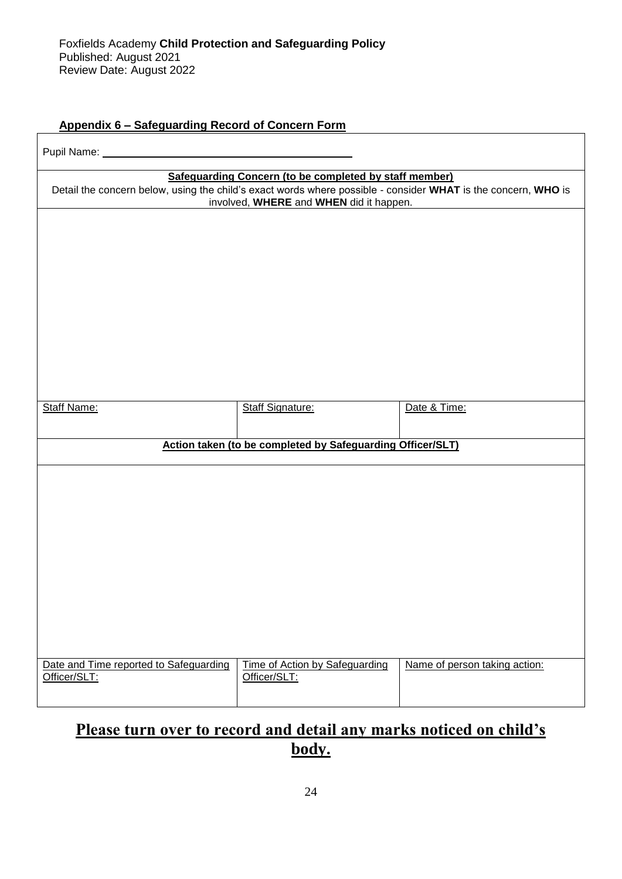## Appendix 6 – Safeguarding Record of Concern Form

| Pupil Name: | | |
|---|---|---|
| **Safeguarding Concern (to be completed by staff member)**<br>Detail the concern below, using the child's exact words where possible - consider **WHAT** is the concern, **WHO** is involved, **WHERE** and **WHEN** did it happen. | | |
| | | |
| Staff Name: | Staff Signature: | Date & Time: |
| **Action taken (to be completed by Safeguarding Officer/SLT)** | | |
| | | |
| Date and Time reported to Safeguarding Officer/SLT: | Time of Action by Safeguarding Officer/SLT: | Name of person taking action: |

**Please turn over to record and detail any marks noticed on child's body.**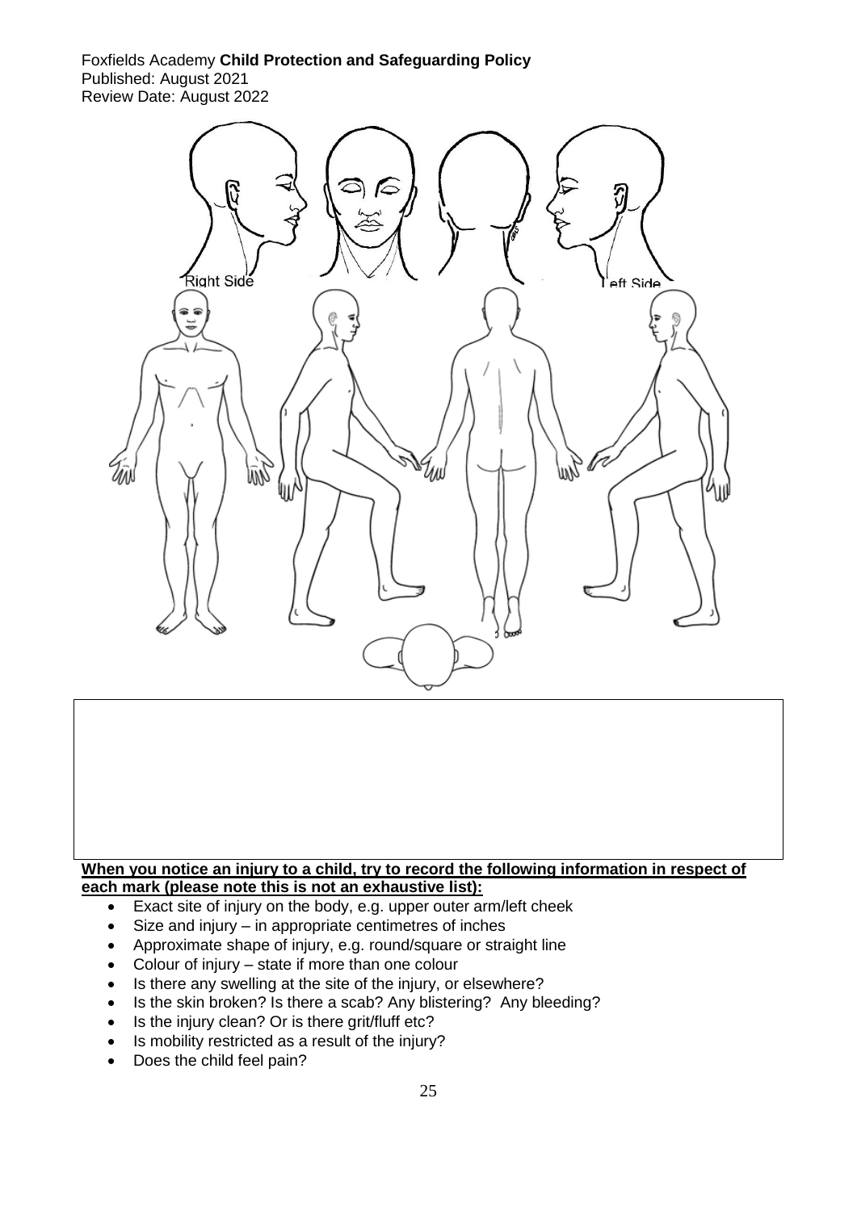Right Side

Left Side

**When you notice an injury to a child, try to record the following information in respect of each mark (please note this is not an exhaustive list):**

- Exact site of injury on the body, e.g. upper outer arm/left cheek
- Size and injury – in appropriate centimetres of inches
- Approximate shape of injury, e.g. round/square or straight line
- Colour of injury – state if more than one colour
- Is there any swelling at the site of the injury, or elsewhere?
- Is the skin broken? Is there a scab? Any blistering? Any bleeding?
- Is the injury clean? Or is there grit/fluff etc?
- Is mobility restricted as a result of the injury?
- Does the child feel pain?